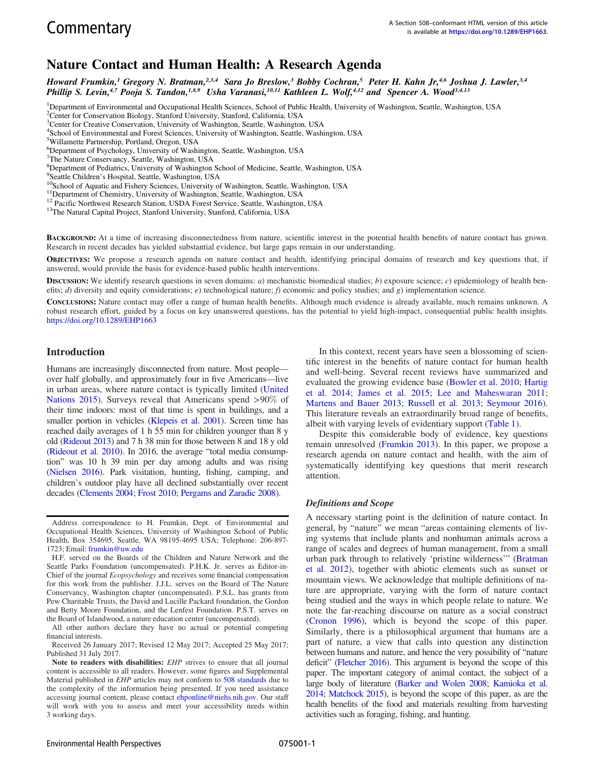Commentary

A Section 508–conformant HTML version of this article is available at https://doi.org/10.1289/EHP1663.

# Nature Contact and Human Health: A Research Agenda

*Howard Frumkin,[1] Gregory N. Bratman,[2,3,4] Sara Jo Breslow,[3] Bobby Cochran,[5] Peter H. Kahn Jr,[4,6] Joshua J. Lawler,[3,4] Phillip S. Levin,[4,7] Pooja S. Tandon,[1,8,9] Usha Varanasi,[10,11] Kathleen L. Wolf,[4,12] and Spencer A. Wood[3,4,13]*

[1]Department of Environmental and Occupational Health Sciences, School of Public Health, University of Washington, Seattle, Washington, USA
[2]Center for Conservation Biology, Stanford University, Stanford, California, USA
[3]Center for Creative Conservation, University of Washington, Seattle, Washington, USA
[4]School of Environmental and Forest Sciences, University of Washington, Seattle, Washington, USA
[5]Willamette Partnership, Portland, Oregon, USA
[6]Department of Psychology, University of Washington, Seattle, Washington, USA
[7]The Nature Conservancy, Seattle, Washington, USA
[8]Department of Pediatrics, University of Washington School of Medicine, Seattle, Washington, USA
[9]Seattle Children's Hospital, Seattle, Washington, USA
[10]School of Aquatic and Fishery Sciences, University of Washington, Seattle, Washington, USA
[11]Department of Chemistry, University of Washington, Seattle, Washington, USA
[12]Pacific Northwest Research Station, USDA Forest Service, Seattle, Washington, USA
[13]The Natural Capital Project, Stanford University, Stanford, California, USA

**Background:** At a time of increasing disconnectedness from nature, scientific interest in the potential health benefits of nature contact has grown. Research in recent decades has yielded substantial evidence, but large gaps remain in our understanding.

**Objectives:** We propose a research agenda on nature contact and health, identifying principal domains of research and key questions that, if answered, would provide the basis for evidence-based public health interventions.

**Discussion:** We identify research questions in seven domains: *a*) mechanistic biomedical studies; *b*) exposure science; *c*) epidemiology of health benefits; *d*) diversity and equity considerations; *e*) technological nature; *f*) economic and policy studies; and *g*) implementation science.

**Conclusions:** Nature contact may offer a range of human health benefits. Although much evidence is already available, much remains unknown. A robust research effort, guided by a focus on key unanswered questions, has the potential to yield high-impact, consequential public health insights. https://doi.org/10.1289/EHP1663

## Introduction

Humans are increasingly disconnected from nature. Most people—over half globally, and approximately four in five Americans—live in urban areas, where nature contact is typically limited (United Nations 2015). Surveys reveal that Americans spend >90% of their time indoors: most of that time is spent in buildings, and a smaller portion in vehicles (Klepeis et al. 2001). Screen time has reached daily averages of 1 h 55 min for children younger than 8 y old (Rideout 2013) and 7 h 38 min for those between 8 and 18 y old (Rideout et al. 2010). In 2016, the average "total media consumption" was 10 h 39 min per day among adults and was rising (Nielsen 2016). Park visitation, hunting, fishing, camping, and children's outdoor play have all declined substantially over recent decades (Clements 2004; Frost 2010; Pergams and Zaradic 2008).

In this context, recent years have seen a blossoming of scientific interest in the benefits of nature contact for human health and well-being. Several recent reviews have summarized and evaluated the growing evidence base (Bowler et al. 2010; Hartig et al. 2014; James et al. 2015; Lee and Maheswaran 2011; Martens and Bauer 2013; Russell et al. 2013; Seymour 2016). This literature reveals an extraordinarily broad range of benefits, albeit with varying levels of evidentiary support (Table 1).

Despite this considerable body of evidence, key questions remain unresolved (Frumkin 2013). In this paper, we propose a research agenda on nature contact and health, with the aim of systematically identifying key questions that merit research attention.

### Definitions and Scope

A necessary starting point is the definition of nature contact. In general, by "nature" we mean "areas containing elements of living systems that include plants and nonhuman animals across a range of scales and degrees of human management, from a small urban park through to relatively 'pristine wilderness'" (Bratman et al. 2012), together with abiotic elements such as sunset or mountain views. We acknowledge that multiple definitions of nature are appropriate, varying with the form of nature contact being studied and the ways in which people relate to nature. We note the far-reaching discourse on nature as a social construct (Cronon 1996), which is beyond the scope of this paper. Similarly, there is a philosophical argument that humans are a part of nature, a view that calls into question any distinction between humans and nature, and hence the very possibility of "nature deficit" (Fletcher 2016). This argument is beyond the scope of this paper. The important category of animal contact, the subject of a large body of literature (Barker and Wolen 2008; Kamioka et al. 2014; Matchock 2015), is beyond the scope of this paper, as are the health benefits of the food and materials resulting from harvesting activities such as foraging, fishing, and hunting.

Address correspondence to H. Frumkin, Dept. of Environmental and Occupational Health Sciences, University of Washington School of Public Health, Box 354695, Seattle, WA 98195-4695 USA; Telephone: 206-897-1723; Email: frumkin@uw.edu

H.F. served on the Boards of the Children and Nature Network and the Seattle Parks Foundation (uncompensated). P.H.K. Jr. serves as Editor-in-Chief of the journal *Ecopsychology* and receives some financial compensation for this work from the publisher. J.J.L. serves on the Board of The Nature Conservancy, Washington chapter (uncompensated). P.S.L. has grants from Pew Charitable Trusts, the David and Lucille Packard foundation, the Gordon and Betty Moore Foundation, and the Lenfest Foundation. P.S.T. serves on the Board of Islandwood, a nature education center (uncompensated).

All other authors declare they have no actual or potential competing financial interests.

Received 26 January 2017; Revised 12 May 2017; Accepted 25 May 2017; Published 31 July 2017.

**Note to readers with disabilities:** *EHP* strives to ensure that all journal content is accessible to all readers. However, some figures and Supplemental Material published in *EHP* articles may not conform to 508 standards due to the complexity of the information being presented. If you need assistance accessing journal content, please contact ehponline@niehs.nih.gov. Our staff will work with you to assess and meet your accessibility needs within 3 working days.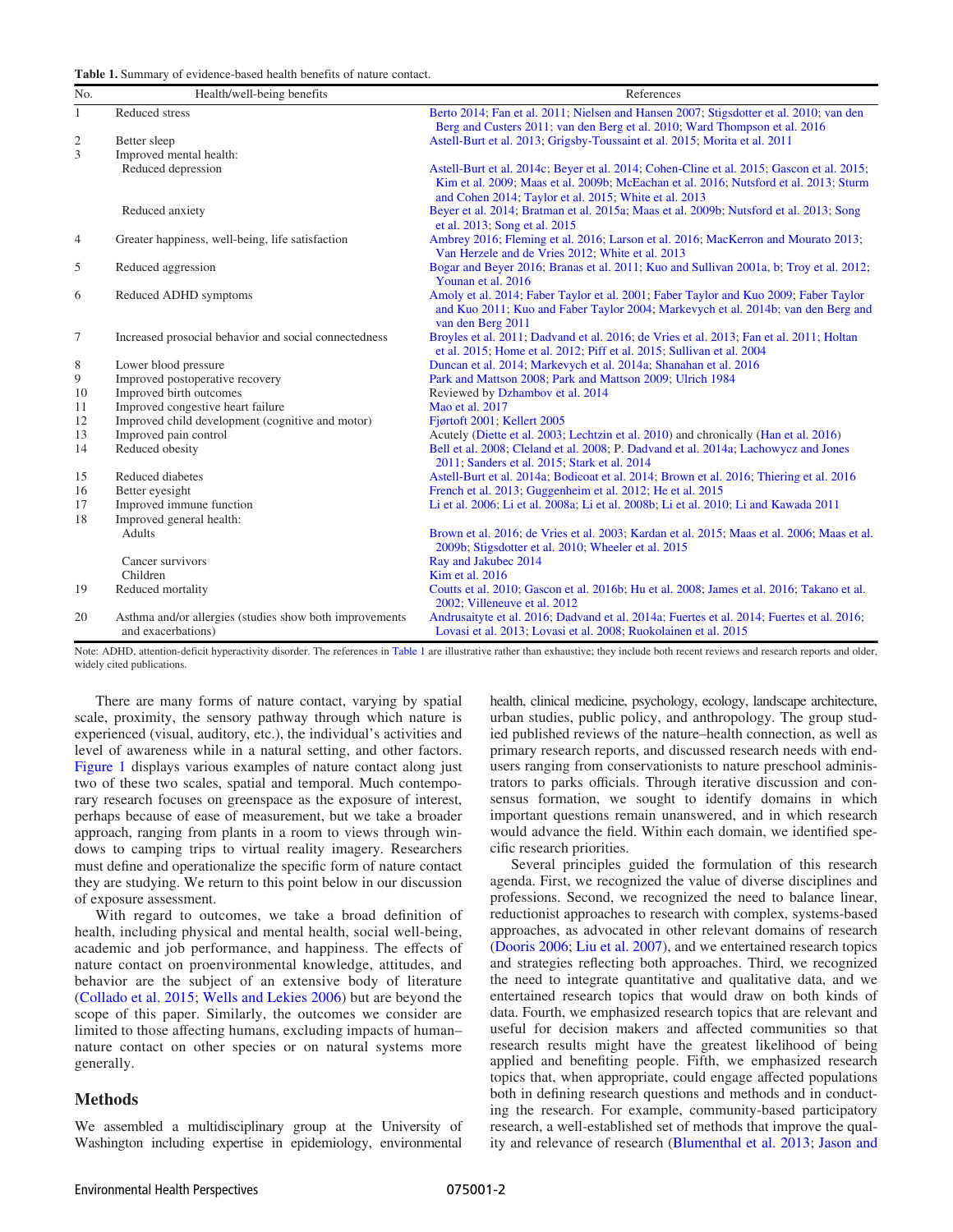**Table 1.** Summary of evidence-based health benefits of nature contact.

| No. | Health/well-being benefits | References |
|---|---|---|
| 1 | Reduced stress | Berto 2014; Fan et al. 2011; Nielsen and Hansen 2007; Stigsdotter et al. 2010; van den Berg and Custers 2011; van den Berg et al. 2010; Ward Thompson et al. 2016 |
| 2 | Better sleep | Astell-Burt et al. 2013; Grigsby-Toussaint et al. 2015; Morita et al. 2011 |
| 3 | Improved mental health: | |
| | Reduced depression | Astell-Burt et al. 2014c; Beyer et al. 2014; Cohen-Cline et al. 2015; Gascon et al. 2015; Kim et al. 2009; Maas et al. 2009b; McEachan et al. 2016; Nutsford et al. 2013; Sturm and Cohen 2014; Taylor et al. 2015; White et al. 2013 |
| | Reduced anxiety | Beyer et al. 2014; Bratman et al. 2015a; Maas et al. 2009b; Nutsford et al. 2013; Song et al. 2013; Song et al. 2015 |
| 4 | Greater happiness, well-being, life satisfaction | Ambrey 2016; Fleming et al. 2016; Larson et al. 2016; MacKerron and Mourato 2013; Van Herzele and de Vries 2012; White et al. 2013 |
| 5 | Reduced aggression | Bogar and Beyer 2016; Branas et al. 2011; Kuo and Sullivan 2001a, b; Troy et al. 2012; Younan et al. 2016 |
| 6 | Reduced ADHD symptoms | Amoly et al. 2014; Faber Taylor et al. 2001; Faber Taylor and Kuo 2009; Faber Taylor and Kuo 2011; Kuo and Faber Taylor 2004; Markevych et al. 2014b; van den Berg and van den Berg 2011 |
| 7 | Increased prosocial behavior and social connectedness | Broyles et al. 2011; Dadvand et al. 2016; de Vries et al. 2013; Fan et al. 2011; Holtan et al. 2015; Home et al. 2012; Piff et al. 2015; Sullivan et al. 2004 |
| 8 | Lower blood pressure | Duncan et al. 2014; Markevych et al. 2014a; Shanahan et al. 2016 |
| 9 | Improved postoperative recovery | Park and Mattson 2008; Park and Mattson 2009; Ulrich 1984 |
| 10 | Improved birth outcomes | Reviewed by Dzhambov et al. 2014 |
| 11 | Improved congestive heart failure | Mao et al. 2017 |
| 12 | Improved child development (cognitive and motor) | Fjørtoft 2001; Kellert 2005 |
| 13 | Improved pain control | Acutely (Diette et al. 2003; Lechtzin et al. 2010) and chronically (Han et al. 2016) |
| 14 | Reduced obesity | Bell et al. 2008; Cleland et al. 2008; P. Dadvand et al. 2014a; Lachowycz and Jones 2011; Sanders et al. 2015; Stark et al. 2014 |
| 15 | Reduced diabetes | Astell-Burt et al. 2014a; Bodicoat et al. 2014; Brown et al. 2016; Thiering et al. 2016 |
| 16 | Better eyesight | French et al. 2013; Guggenheim et al. 2012; He et al. 2015 |
| 17 | Improved immune function | Li et al. 2006; Li et al. 2008a; Li et al. 2008b; Li et al. 2010; Li and Kawada 2011 |
| 18 | Improved general health: | |
| | Adults | Brown et al. 2016; de Vries et al. 2003; Kardan et al. 2015; Maas et al. 2006; Maas et al. 2009b; Stigsdotter et al. 2010; Wheeler et al. 2015 |
| | Cancer survivors | Ray and Jakubec 2014 |
| | Children | Kim et al. 2016 |
| 19 | Reduced mortality | Coutts et al. 2010; Gascon et al. 2016b; Hu et al. 2008; James et al. 2016; Takano et al. 2002; Villeneuve et al. 2012 |
| 20 | Asthma and/or allergies (studies show both improvements and exacerbations) | Andrusaityte et al. 2016; Dadvand et al. 2014a; Fuertes et al. 2014; Fuertes et al. 2016; Lovasi et al. 2013; Lovasi et al. 2008; Ruokolainen et al. 2015 |

Note: ADHD, attention-deficit hyperactivity disorder. The references in Table 1 are illustrative rather than exhaustive; they include both recent reviews and research reports and older, widely cited publications.

There are many forms of nature contact, varying by spatial scale, proximity, the sensory pathway through which nature is experienced (visual, auditory, etc.), the individual's activities and level of awareness while in a natural setting, and other factors. Figure 1 displays various examples of nature contact along just two of these two scales, spatial and temporal. Much contemporary research focuses on greenspace as the exposure of interest, perhaps because of ease of measurement, but we take a broader approach, ranging from plants in a room to views through windows to camping trips to virtual reality imagery. Researchers must define and operationalize the specific form of nature contact they are studying. We return to this point below in our discussion of exposure assessment.

With regard to outcomes, we take a broad definition of health, including physical and mental health, social well-being, academic and job performance, and happiness. The effects of nature contact on proenvironmental knowledge, attitudes, and behavior are the subject of an extensive body of literature (Collado et al. 2015; Wells and Lekies 2006) but are beyond the scope of this paper. Similarly, the outcomes we consider are limited to those affecting humans, excluding impacts of human–nature contact on other species or on natural systems more generally.

## Methods

We assembled a multidisciplinary group at the University of Washington including expertise in epidemiology, environmental health, clinical medicine, psychology, ecology, landscape architecture, urban studies, public policy, and anthropology. The group studied published reviews of the nature–health connection, as well as primary research reports, and discussed research needs with end-users ranging from conservationists to nature preschool administrators to parks officials. Through iterative discussion and consensus formation, we sought to identify domains in which important questions remain unanswered, and in which research would advance the field. Within each domain, we identified specific research priorities.

Several principles guided the formulation of this research agenda. First, we recognized the value of diverse disciplines and professions. Second, we recognized the need to balance linear, reductionist approaches to research with complex, systems-based approaches, as advocated in other relevant domains of research (Dooris 2006; Liu et al. 2007), and we entertained research topics and strategies reflecting both approaches. Third, we recognized the need to integrate quantitative and qualitative data, and we entertained research topics that would draw on both kinds of data. Fourth, we emphasized research topics that are relevant and useful for decision makers and affected communities so that research results might have the greatest likelihood of being applied and benefiting people. Fifth, we emphasized research topics that, when appropriate, could engage affected populations both in defining research questions and methods and in conducting the research. For example, community-based participatory research, a well-established set of methods that improve the quality and relevance of research (Blumenthal et al. 2013; Jason and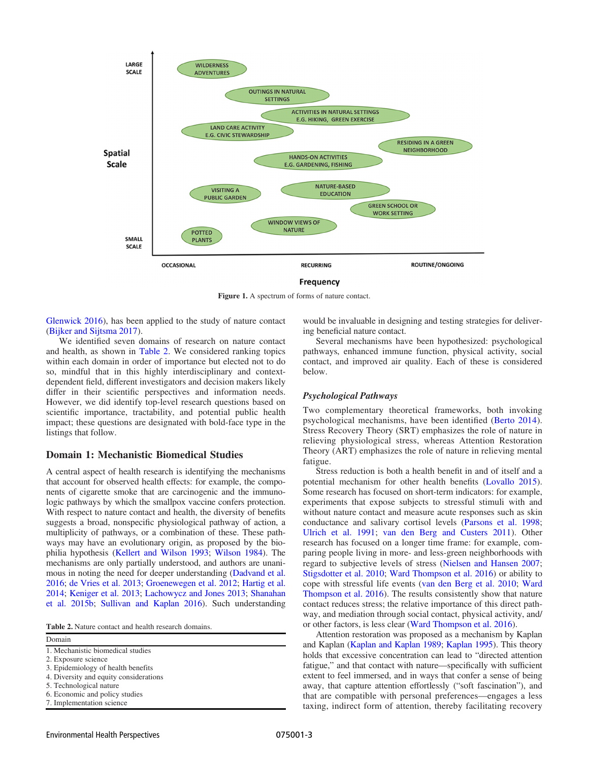Figure 1. A spectrum of forms of nature contact.

Glenwick 2016), has been applied to the study of nature contact (Bijker and Sijtsma 2017).

We identified seven domains of research on nature contact and health, as shown in Table 2. We considered ranking topics within each domain in order of importance but elected not to do so, mindful that in this highly interdisciplinary and context-dependent field, different investigators and decision makers likely differ in their scientific perspectives and information needs. However, we did identify top-level research questions based on scientific importance, tractability, and potential public health impact; these questions are designated with bold-face type in the listings that follow.

## Domain 1: Mechanistic Biomedical Studies

A central aspect of health research is identifying the mechanisms that account for observed health effects: for example, the components of cigarette smoke that are carcinogenic and the immunologic pathways by which the smallpox vaccine confers protection. With respect to nature contact and health, the diversity of benefits suggests a broad, nonspecific physiological pathway of action, a multiplicity of pathways, or a combination of these. These pathways may have an evolutionary origin, as proposed by the biophilia hypothesis (Kellert and Wilson 1993; Wilson 1984). The mechanisms are only partially understood, and authors are unanimous in noting the need for deeper understanding (Dadvand et al. 2016; de Vries et al. 2013; Groenewegen et al. 2012; Hartig et al. 2014; Keniger et al. 2013; Lachowycz and Jones 2013; Shanahan et al. 2015b; Sullivan and Kaplan 2016). Such understanding would be invaluable in designing and testing strategies for delivering beneficial nature contact.

Table 2. Nature contact and health research domains.

| Domain |
|---|
| 1. Mechanistic biomedical studies |
| 2. Exposure science |
| 3. Epidemiology of health benefits |
| 4. Diversity and equity considerations |
| 5. Technological nature |
| 6. Economic and policy studies |
| 7. Implementation science |

Several mechanisms have been hypothesized: psychological pathways, enhanced immune function, physical activity, social contact, and improved air quality. Each of these is considered below.

### *Psychological Pathways*

Two complementary theoretical frameworks, both invoking psychological mechanisms, have been identified (Berto 2014). Stress Recovery Theory (SRT) emphasizes the role of nature in relieving physiological stress, whereas Attention Restoration Theory (ART) emphasizes the role of nature in relieving mental fatigue.

Stress reduction is both a health benefit in and of itself and a potential mechanism for other health benefits (Lovallo 2015). Some research has focused on short-term indicators: for example, experiments that expose subjects to stressful stimuli with and without nature contact and measure acute responses such as skin conductance and salivary cortisol levels (Parsons et al. 1998; Ulrich et al. 1991; van den Berg and Custers 2011). Other research has focused on a longer time frame: for example, comparing people living in more- and less-green neighborhoods with regard to subjective levels of stress (Nielsen and Hansen 2007; Stigsdotter et al. 2010; Ward Thompson et al. 2016) or ability to cope with stressful life events (van den Berg et al. 2010; Ward Thompson et al. 2016). The results consistently show that nature contact reduces stress; the relative importance of this direct pathway, and mediation through social contact, physical activity, and/or other factors, is less clear (Ward Thompson et al. 2016).

Attention restoration was proposed as a mechanism by Kaplan and Kaplan (Kaplan and Kaplan 1989; Kaplan 1995). This theory holds that excessive concentration can lead to "directed attention fatigue," and that contact with nature—specifically with sufficient extent to feel immersed, and in ways that confer a sense of being away, that capture attention effortlessly ("soft fascination"), and that are compatible with personal preferences—engages a less taxing, indirect form of attention, thereby facilitating recovery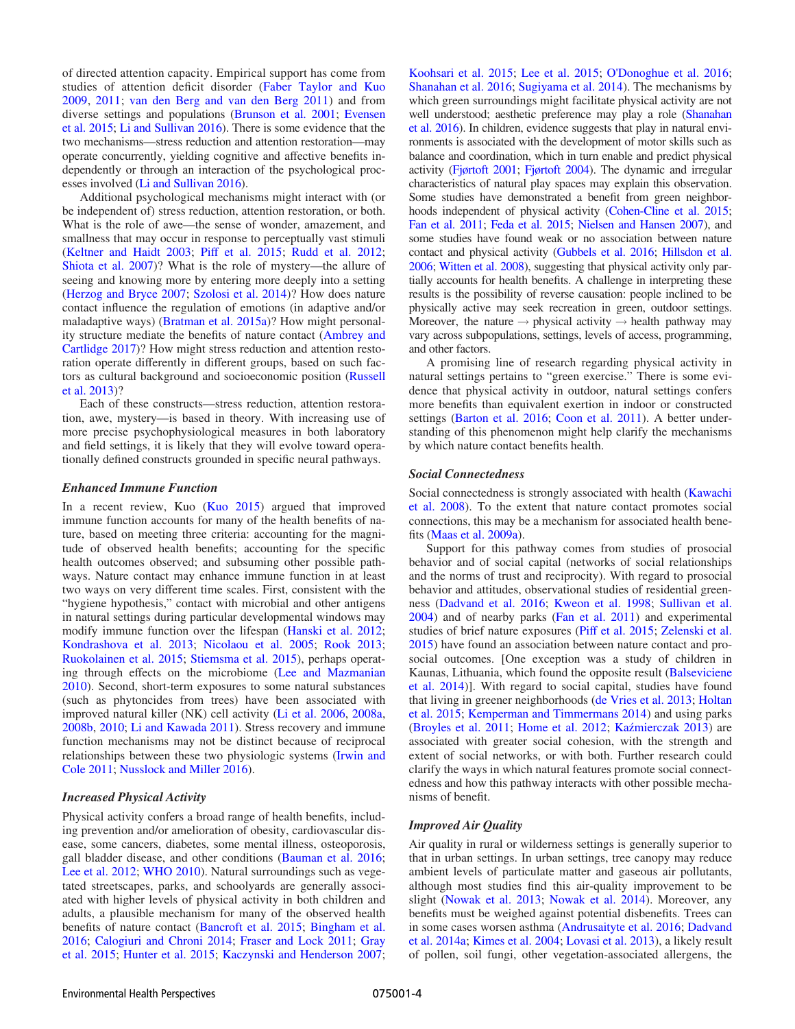of directed attention capacity. Empirical support has come from studies of attention deficit disorder (Faber Taylor and Kuo 2009, 2011; van den Berg and van den Berg 2011) and from diverse settings and populations (Brunson et al. 2001; Evensen et al. 2015; Li and Sullivan 2016). There is some evidence that the two mechanisms—stress reduction and attention restoration—may operate concurrently, yielding cognitive and affective benefits independently or through an interaction of the psychological processes involved (Li and Sullivan 2016).

Additional psychological mechanisms might interact with (or be independent of) stress reduction, attention restoration, or both. What is the role of awe—the sense of wonder, amazement, and smallness that may occur in response to perceptually vast stimuli (Keltner and Haidt 2003; Piff et al. 2015; Rudd et al. 2012; Shiota et al. 2007)? What is the role of mystery—the allure of seeing and knowing more by entering more deeply into a setting (Herzog and Bryce 2007; Szolosi et al. 2014)? How does nature contact influence the regulation of emotions (in adaptive and/or maladaptive ways) (Bratman et al. 2015a)? How might personality structure mediate the benefits of nature contact (Ambrey and Cartlidge 2017)? How might stress reduction and attention restoration operate differently in different groups, based on such factors as cultural background and socioeconomic position (Russell et al. 2013)?

Each of these constructs—stress reduction, attention restoration, awe, mystery—is based in theory. With increasing use of more precise psychophysiological measures in both laboratory and field settings, it is likely that they will evolve toward operationally defined constructs grounded in specific neural pathways.

### *Enhanced Immune Function*

In a recent review, Kuo (Kuo 2015) argued that improved immune function accounts for many of the health benefits of nature, based on meeting three criteria: accounting for the magnitude of observed health benefits; accounting for the specific health outcomes observed; and subsuming other possible pathways. Nature contact may enhance immune function in at least two ways on very different time scales. First, consistent with the "hygiene hypothesis," contact with microbial and other antigens in natural settings during particular developmental windows may modify immune function over the lifespan (Hanski et al. 2012; Kondrashova et al. 2013; Nicolaou et al. 2005; Rook 2013; Ruokolainen et al. 2015; Stiemsma et al. 2015), perhaps operating through effects on the microbiome (Lee and Mazmanian 2010). Second, short-term exposures to some natural substances (such as phytoncides from trees) have been associated with improved natural killer (NK) cell activity (Li et al. 2006, 2008a, 2008b, 2010; Li and Kawada 2011). Stress recovery and immune function mechanisms may not be distinct because of reciprocal relationships between these two physiologic systems (Irwin and Cole 2011; Nusslock and Miller 2016).

### *Increased Physical Activity*

Physical activity confers a broad range of health benefits, including prevention and/or amelioration of obesity, cardiovascular disease, some cancers, diabetes, some mental illness, osteoporosis, gall bladder disease, and other conditions (Bauman et al. 2016; Lee et al. 2012; WHO 2010). Natural surroundings such as vegetated streetscapes, parks, and schoolyards are generally associated with higher levels of physical activity in both children and adults, a plausible mechanism for many of the observed health benefits of nature contact (Bancroft et al. 2015; Bingham et al. 2016; Calogiuri and Chroni 2014; Fraser and Lock 2011; Gray et al. 2015; Hunter et al. 2015; Kaczynski and Henderson 2007; Koohsari et al. 2015; Lee et al. 2015; O'Donoghue et al. 2016; Shanahan et al. 2016; Sugiyama et al. 2014). The mechanisms by which green surroundings might facilitate physical activity are not well understood; aesthetic preference may play a role (Shanahan et al. 2016). In children, evidence suggests that play in natural environments is associated with the development of motor skills such as balance and coordination, which in turn enable and predict physical activity (Fjørtoft 2001; Fjørtoft 2004). The dynamic and irregular characteristics of natural play spaces may explain this observation. Some studies have demonstrated a benefit from green neighborhoods independent of physical activity (Cohen-Cline et al. 2015; Fan et al. 2011; Feda et al. 2015; Nielsen and Hansen 2007), and some studies have found weak or no association between nature contact and physical activity (Gubbels et al. 2016; Hillsdon et al. 2006; Witten et al. 2008), suggesting that physical activity only partially accounts for health benefits. A challenge in interpreting these results is the possibility of reverse causation: people inclined to be physically active may seek recreation in green, outdoor settings. Moreover, the nature → physical activity → health pathway may vary across subpopulations, settings, levels of access, programming, and other factors.

A promising line of research regarding physical activity in natural settings pertains to "green exercise." There is some evidence that physical activity in outdoor, natural settings confers more benefits than equivalent exertion in indoor or constructed settings (Barton et al. 2016; Coon et al. 2011). A better understanding of this phenomenon might help clarify the mechanisms by which nature contact benefits health.

### *Social Connectedness*

Social connectedness is strongly associated with health (Kawachi et al. 2008). To the extent that nature contact promotes social connections, this may be a mechanism for associated health benefits (Maas et al. 2009a).

Support for this pathway comes from studies of prosocial behavior and of social capital (networks of social relationships and the norms of trust and reciprocity). With regard to prosocial behavior and attitudes, observational studies of residential greenness (Dadvand et al. 2016; Kweon et al. 1998; Sullivan et al. 2004) and of nearby parks (Fan et al. 2011) and experimental studies of brief nature exposures (Piff et al. 2015; Zelenski et al. 2015) have found an association between nature contact and prosocial outcomes. [One exception was a study of children in Kaunas, Lithuania, which found the opposite result (Balseviciene et al. 2014)]. With regard to social capital, studies have found that living in greener neighborhoods (de Vries et al. 2013; Holtan et al. 2015; Kemperman and Timmermans 2014) and using parks (Broyles et al. 2011; Home et al. 2012; Kaźmierczak 2013) are associated with greater social cohesion, with the strength and extent of social networks, or with both. Further research could clarify the ways in which natural features promote social connectedness and how this pathway interacts with other possible mechanisms of benefit.

### *Improved Air Quality*

Air quality in rural or wilderness settings is generally superior to that in urban settings. In urban settings, tree canopy may reduce ambient levels of particulate matter and gaseous air pollutants, although most studies find this air-quality improvement to be slight (Nowak et al. 2013; Nowak et al. 2014). Moreover, any benefits must be weighed against potential disbenefits. Trees can in some cases worsen asthma (Andrusaityte et al. 2016; Dadvand et al. 2014a; Kimes et al. 2004; Lovasi et al. 2013), a likely result of pollen, soil fungi, other vegetation-associated allergens, the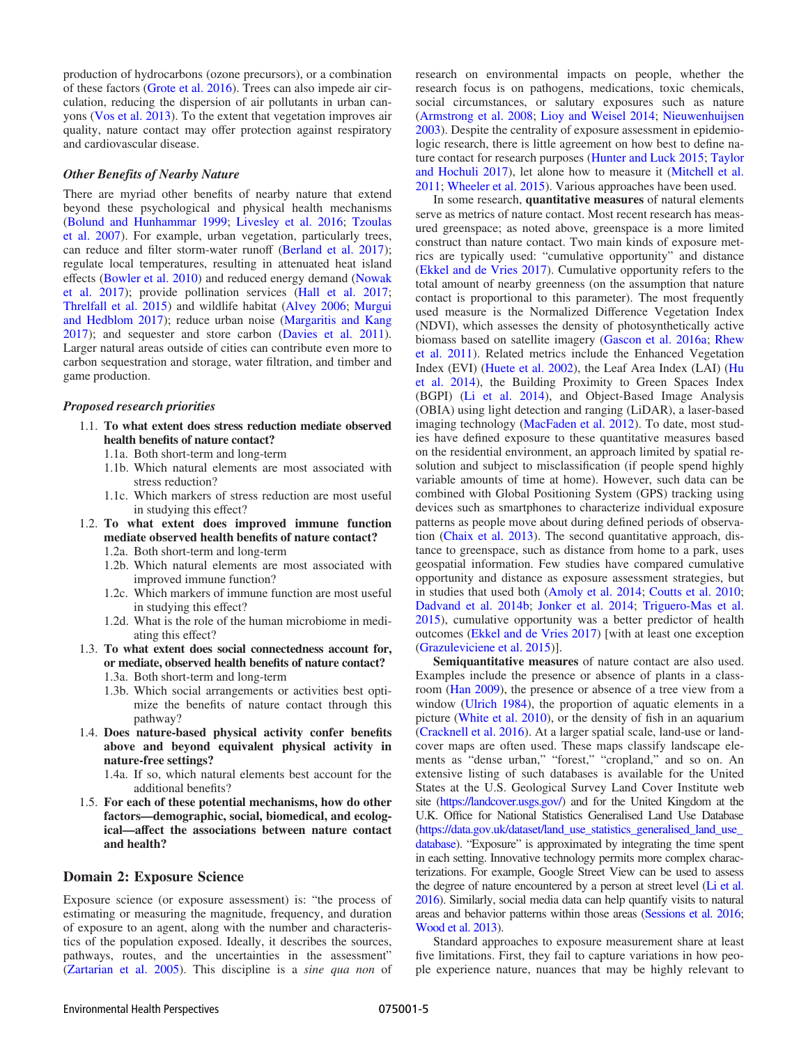production of hydrocarbons (ozone precursors), or a combination of these factors (Grote et al. 2016). Trees can also impede air circulation, reducing the dispersion of air pollutants in urban canyons (Vos et al. 2013). To the extent that vegetation improves air quality, nature contact may offer protection against respiratory and cardiovascular disease.

### *Other Benefits of Nearby Nature*

There are myriad other benefits of nearby nature that extend beyond these psychological and physical health mechanisms (Bolund and Hunhammar 1999; Livesley et al. 2016; Tzoulas et al. 2007). For example, urban vegetation, particularly trees, can reduce and filter storm-water runoff (Berland et al. 2017); regulate local temperatures, resulting in attenuated heat island effects (Bowler et al. 2010) and reduced energy demand (Nowak et al. 2017); provide pollination services (Hall et al. 2017; Threlfall et al. 2015) and wildlife habitat (Alvey 2006; Murgui and Hedblom 2017); reduce urban noise (Margaritis and Kang 2017); and sequester and store carbon (Davies et al. 2011). Larger natural areas outside of cities can contribute even more to carbon sequestration and storage, water filtration, and timber and game production.

### *Proposed research priorities*

- 1.1. **To what extent does stress reduction mediate observed health benefits of nature contact?**
  - 1.1a. Both short-term and long-term
  - 1.1b. Which natural elements are most associated with stress reduction?
  - 1.1c. Which markers of stress reduction are most useful in studying this effect?
- 1.2. **To what extent does improved immune function mediate observed health benefits of nature contact?**
  - 1.2a. Both short-term and long-term
  - 1.2b. Which natural elements are most associated with improved immune function?
  - 1.2c. Which markers of immune function are most useful in studying this effect?
  - 1.2d. What is the role of the human microbiome in mediating this effect?
- 1.3. **To what extent does social connectedness account for, or mediate, observed health benefits of nature contact?**
  - 1.3a. Both short-term and long-term
  - 1.3b. Which social arrangements or activities best optimize the benefits of nature contact through this pathway?
- 1.4. **Does nature-based physical activity confer benefits above and beyond equivalent physical activity in nature-free settings?**
  - 1.4a. If so, which natural elements best account for the additional benefits?
- 1.5. **For each of these potential mechanisms, how do other factors—demographic, social, biomedical, and ecological—affect the associations between nature contact and health?**

## Domain 2: Exposure Science

Exposure science (or exposure assessment) is: "the process of estimating or measuring the magnitude, frequency, and duration of exposure to an agent, along with the number and characteristics of the population exposed. Ideally, it describes the sources, pathways, routes, and the uncertainties in the assessment" (Zartarian et al. 2005). This discipline is a *sine qua non* of research on environmental impacts on people, whether the research focus is on pathogens, medications, toxic chemicals, social circumstances, or salutary exposures such as nature (Armstrong et al. 2008; Lioy and Weisel 2014; Nieuwenhuijsen 2003). Despite the centrality of exposure assessment in epidemiologic research, there is little agreement on how best to define nature contact for research purposes (Hunter and Luck 2015; Taylor and Hochuli 2017), let alone how to measure it (Mitchell et al. 2011; Wheeler et al. 2015). Various approaches have been used.

In some research, **quantitative measures** of natural elements serve as metrics of nature contact. Most recent research has measured greenspace; as noted above, greenspace is a more limited construct than nature contact. Two main kinds of exposure metrics are typically used: "cumulative opportunity" and distance (Ekkel and de Vries 2017). Cumulative opportunity refers to the total amount of nearby greenness (on the assumption that nature contact is proportional to this parameter). The most frequently used measure is the Normalized Difference Vegetation Index (NDVI), which assesses the density of photosynthetically active biomass based on satellite imagery (Gascon et al. 2016a; Rhew et al. 2011). Related metrics include the Enhanced Vegetation Index (EVI) (Huete et al. 2002), the Leaf Area Index (LAI) (Hu et al. 2014), the Building Proximity to Green Spaces Index (BGPI) (Li et al. 2014), and Object-Based Image Analysis (OBIA) using light detection and ranging (LiDAR), a laser-based imaging technology (MacFaden et al. 2012). To date, most studies have defined exposure to these quantitative measures based on the residential environment, an approach limited by spatial resolution and subject to misclassification (if people spend highly variable amounts of time at home). However, such data can be combined with Global Positioning System (GPS) tracking using devices such as smartphones to characterize individual exposure patterns as people move about during defined periods of observation (Chaix et al. 2013). The second quantitative approach, distance to greenspace, such as distance from home to a park, uses geospatial information. Few studies have compared cumulative opportunity and distance as exposure assessment strategies, but in studies that used both (Amoly et al. 2014; Coutts et al. 2010; Dadvand et al. 2014b; Jonker et al. 2014; Triguero-Mas et al. 2015), cumulative opportunity was a better predictor of health outcomes (Ekkel and de Vries 2017) [with at least one exception (Grazuleviciene et al. 2015)].

**Semiquantitative measures** of nature contact are also used. Examples include the presence or absence of plants in a classroom (Han 2009), the presence or absence of a tree view from a window (Ulrich 1984), the proportion of aquatic elements in a picture (White et al. 2010), or the density of fish in an aquarium (Cracknell et al. 2016). At a larger spatial scale, land-use or land-cover maps are often used. These maps classify landscape elements as "dense urban," "forest," "cropland," and so on. An extensive listing of such databases is available for the United States at the U.S. Geological Survey Land Cover Institute web site (https://landcover.usgs.gov/) and for the United Kingdom at the U.K. Office for National Statistics Generalised Land Use Database (https://data.gov.uk/dataset/land_use_statistics_generalised_land_use_database). "Exposure" is approximated by integrating the time spent in each setting. Innovative technology permits more complex characterizations. For example, Google Street View can be used to assess the degree of nature encountered by a person at street level (Li et al. 2016). Similarly, social media data can help quantify visits to natural areas and behavior patterns within those areas (Sessions et al. 2016; Wood et al. 2013).

Standard approaches to exposure measurement share at least five limitations. First, they fail to capture variations in how people experience nature, nuances that may be highly relevant to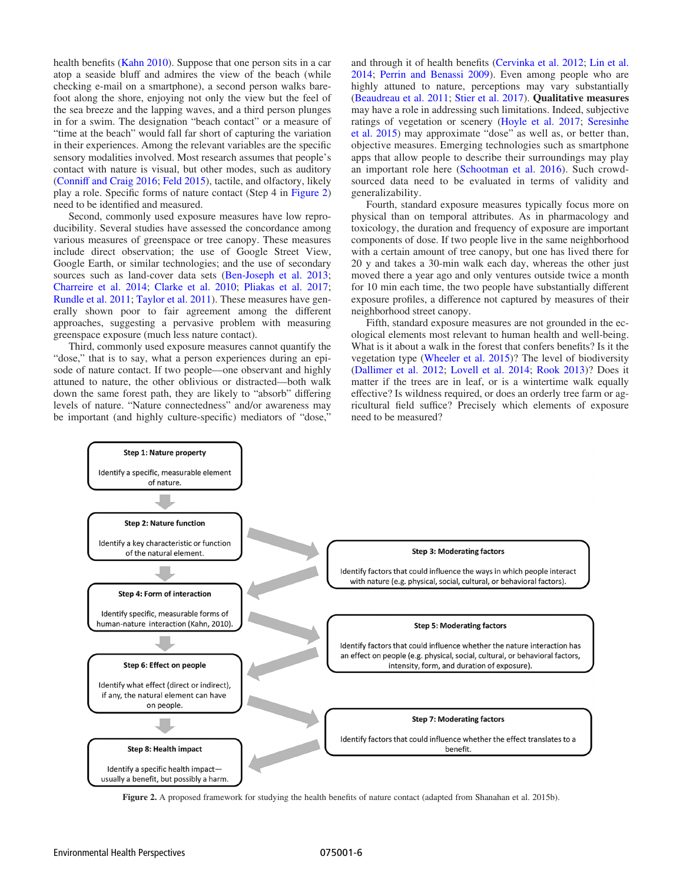health benefits (Kahn 2010). Suppose that one person sits in a car atop a seaside bluff and admires the view of the beach (while checking e-mail on a smartphone), a second person walks barefoot along the shore, enjoying not only the view but the feel of the sea breeze and the lapping waves, and a third person plunges in for a swim. The designation "beach contact" or a measure of "time at the beach" would fall far short of capturing the variation in their experiences. Among the relevant variables are the specific sensory modalities involved. Most research assumes that people's contact with nature is visual, but other modes, such as auditory (Conniff and Craig 2016; Feld 2015), tactile, and olfactory, likely play a role. Specific forms of nature contact (Step 4 in Figure 2) need to be identified and measured.

Second, commonly used exposure measures have low reproducibility. Several studies have assessed the concordance among various measures of greenspace or tree canopy. These measures include direct observation; the use of Google Street View, Google Earth, or similar technologies; and the use of secondary sources such as land-cover data sets (Ben-Joseph et al. 2013; Charreire et al. 2014; Clarke et al. 2010; Pliakas et al. 2017; Rundle et al. 2011; Taylor et al. 2011). These measures have generally shown poor to fair agreement among the different approaches, suggesting a pervasive problem with measuring greenspace exposure (much less nature contact).

Third, commonly used exposure measures cannot quantify the "dose," that is to say, what a person experiences during an episode of nature contact. If two people—one observant and highly attuned to nature, the other oblivious or distracted—both walk down the same forest path, they are likely to "absorb" differing levels of nature. "Nature connectedness" and/or awareness may be important (and highly culture-specific) mediators of "dose," and through it of health benefits (Cervinka et al. 2012; Lin et al. 2014; Perrin and Benassi 2009). Even among people who are highly attuned to nature, perceptions may vary substantially (Beaudreau et al. 2011; Stier et al. 2017). **Qualitative measures** may have a role in addressing such limitations. Indeed, subjective ratings of vegetation or scenery (Hoyle et al. 2017; Seresinhe et al. 2015) may approximate "dose" as well as, or better than, objective measures. Emerging technologies such as smartphone apps that allow people to describe their surroundings may play an important role here (Schootman et al. 2016). Such crowd-sourced data need to be evaluated in terms of validity and generalizability.

Fourth, standard exposure measures typically focus more on physical than on temporal attributes. As in pharmacology and toxicology, the duration and frequency of exposure are important components of dose. If two people live in the same neighborhood with a certain amount of tree canopy, but one has lived there for 20 y and takes a 30-min walk each day, whereas the other just moved there a year ago and only ventures outside twice a month for 10 min each time, the two people have substantially different exposure profiles, a difference not captured by measures of their neighborhood street canopy.

Fifth, standard exposure measures are not grounded in the ecological elements most relevant to human health and well-being. What is it about a walk in the forest that confers benefits? Is it the vegetation type (Wheeler et al. 2015)? The level of biodiversity (Dallimer et al. 2012; Lovell et al. 2014; Rook 2013)? Does it matter if the trees are in leaf, or is a wintertime walk equally effective? Is wildness required, or does an orderly tree farm or agricultural field suffice? Precisely which elements of exposure need to be measured?

**Step 1: Nature property**
Identify a specific, measurable element of nature.

**Step 2: Nature function**
Identify a key characteristic or function of the natural element.

**Step 3: Moderating factors**
Identify factors that could influence the ways in which people interact with nature (e.g. physical, social, cultural, or behavioral factors).

**Step 4: Form of interaction**
Identify specific, measurable forms of human-nature interaction (Kahn, 2010).

**Step 5: Moderating factors**
Identify factors that could influence whether the nature interaction has an effect on people (e.g. physical, social, cultural, or behavioral factors, intensity, form, and duration of exposure).

**Step 6: Effect on people**
Identify what effect (direct or indirect), if any, the natural element can have on people.

**Step 7: Moderating factors**
Identify factors that could influence whether the effect translates to a benefit.

**Step 8: Health impact**
Identify a specific health impact—usually a benefit, but possibly a harm.

**Figure 2.** A proposed framework for studying the health benefits of nature contact (adapted from Shanahan et al. 2015b).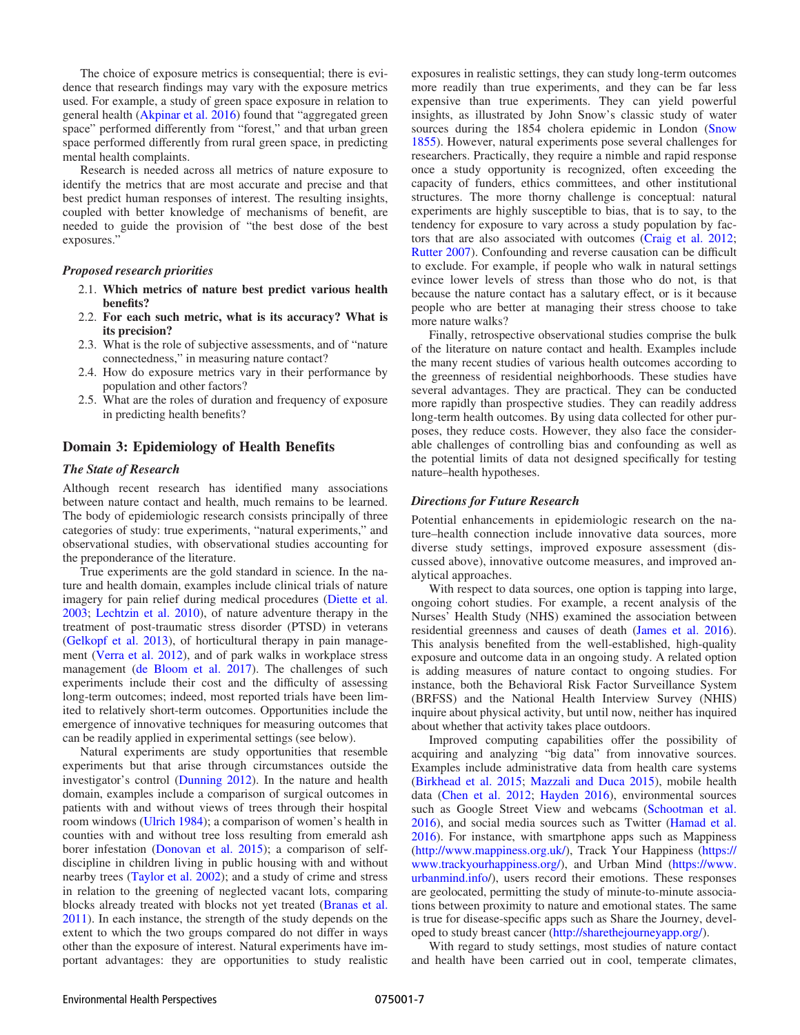The choice of exposure metrics is consequential; there is evidence that research findings may vary with the exposure metrics used. For example, a study of green space exposure in relation to general health (Akpinar et al. 2016) found that "aggregated green space" performed differently from "forest," and that urban green space performed differently from rural green space, in predicting mental health complaints.

Research is needed across all metrics of nature exposure to identify the metrics that are most accurate and precise and that best predict human responses of interest. The resulting insights, coupled with better knowledge of mechanisms of benefit, are needed to guide the provision of "the best dose of the best exposures."

### *Proposed research priorities*

2.1. **Which metrics of nature best predict various health benefits?**
2.2. **For each such metric, what is its accuracy? What is its precision?**
2.3. What is the role of subjective assessments, and of "nature connectedness," in measuring nature contact?
2.4. How do exposure metrics vary in their performance by population and other factors?
2.5. What are the roles of duration and frequency of exposure in predicting health benefits?

## Domain 3: Epidemiology of Health Benefits

### *The State of Research*

Although recent research has identified many associations between nature contact and health, much remains to be learned. The body of epidemiologic research consists principally of three categories of study: true experiments, "natural experiments," and observational studies, with observational studies accounting for the preponderance of the literature.

True experiments are the gold standard in science. In the nature and health domain, examples include clinical trials of nature imagery for pain relief during medical procedures (Diette et al. 2003; Lechtzin et al. 2010), of nature adventure therapy in the treatment of post-traumatic stress disorder (PTSD) in veterans (Gelkopf et al. 2013), of horticultural therapy in pain management (Verra et al. 2012), and of park walks in workplace stress management (de Bloom et al. 2017). The challenges of such experiments include their cost and the difficulty of assessing long-term outcomes; indeed, most reported trials have been limited to relatively short-term outcomes. Opportunities include the emergence of innovative techniques for measuring outcomes that can be readily applied in experimental settings (see below).

Natural experiments are study opportunities that resemble experiments but that arise through circumstances outside the investigator's control (Dunning 2012). In the nature and health domain, examples include a comparison of surgical outcomes in patients with and without views of trees through their hospital room windows (Ulrich 1984); a comparison of women's health in counties with and without tree loss resulting from emerald ash borer infestation (Donovan et al. 2015); a comparison of self-discipline in children living in public housing with and without nearby trees (Taylor et al. 2002); and a study of crime and stress in relation to the greening of neglected vacant lots, comparing blocks already treated with blocks not yet treated (Branas et al. 2011). In each instance, the strength of the study depends on the extent to which the two groups compared do not differ in ways other than the exposure of interest. Natural experiments have important advantages: they are opportunities to study realistic exposures in realistic settings, they can study long-term outcomes more readily than true experiments, and they can be far less expensive than true experiments. They can yield powerful insights, as illustrated by John Snow's classic study of water sources during the 1854 cholera epidemic in London (Snow 1855). However, natural experiments pose several challenges for researchers. Practically, they require a nimble and rapid response once a study opportunity is recognized, often exceeding the capacity of funders, ethics committees, and other institutional structures. The more thorny challenge is conceptual: natural experiments are highly susceptible to bias, that is to say, to the tendency for exposure to vary across a study population by factors that are also associated with outcomes (Craig et al. 2012; Rutter 2007). Confounding and reverse causation can be difficult to exclude. For example, if people who walk in natural settings evince lower levels of stress than those who do not, is that because the nature contact has a salutary effect, or is it because people who are better at managing their stress choose to take more nature walks?

Finally, retrospective observational studies comprise the bulk of the literature on nature contact and health. Examples include the many recent studies of various health outcomes according to the greenness of residential neighborhoods. These studies have several advantages. They are practical. They can be conducted more rapidly than prospective studies. They can readily address long-term health outcomes. By using data collected for other purposes, they reduce costs. However, they also face the considerable challenges of controlling bias and confounding as well as the potential limits of data not designed specifically for testing nature–health hypotheses.

### *Directions for Future Research*

Potential enhancements in epidemiologic research on the nature–health connection include innovative data sources, more diverse study settings, improved exposure assessment (discussed above), innovative outcome measures, and improved analytical approaches.

With respect to data sources, one option is tapping into large, ongoing cohort studies. For example, a recent analysis of the Nurses' Health Study (NHS) examined the association between residential greenness and causes of death (James et al. 2016). This analysis benefited from the well-established, high-quality exposure and outcome data in an ongoing study. A related option is adding measures of nature contact to ongoing studies. For instance, both the Behavioral Risk Factor Surveillance System (BRFSS) and the National Health Interview Survey (NHIS) inquire about physical activity, but until now, neither has inquired about whether that activity takes place outdoors.

Improved computing capabilities offer the possibility of acquiring and analyzing "big data" from innovative sources. Examples include administrative data from health care systems (Birkhead et al. 2015; Mazzali and Duca 2015), mobile health data (Chen et al. 2012; Hayden 2016), environmental sources such as Google Street View and webcams (Schootman et al. 2016), and social media sources such as Twitter (Hamad et al. 2016). For instance, with smartphone apps such as Mappiness (http://www.mappiness.org.uk/), Track Your Happiness (https://www.trackyourhappiness.org/), and Urban Mind (https://www.urbanmind.info/), users record their emotions. These responses are geolocated, permitting the study of minute-to-minute associations between proximity to nature and emotional states. The same is true for disease-specific apps such as Share the Journey, developed to study breast cancer (http://sharethejourneyapp.org/).

With regard to study settings, most studies of nature contact and health have been carried out in cool, temperate climates,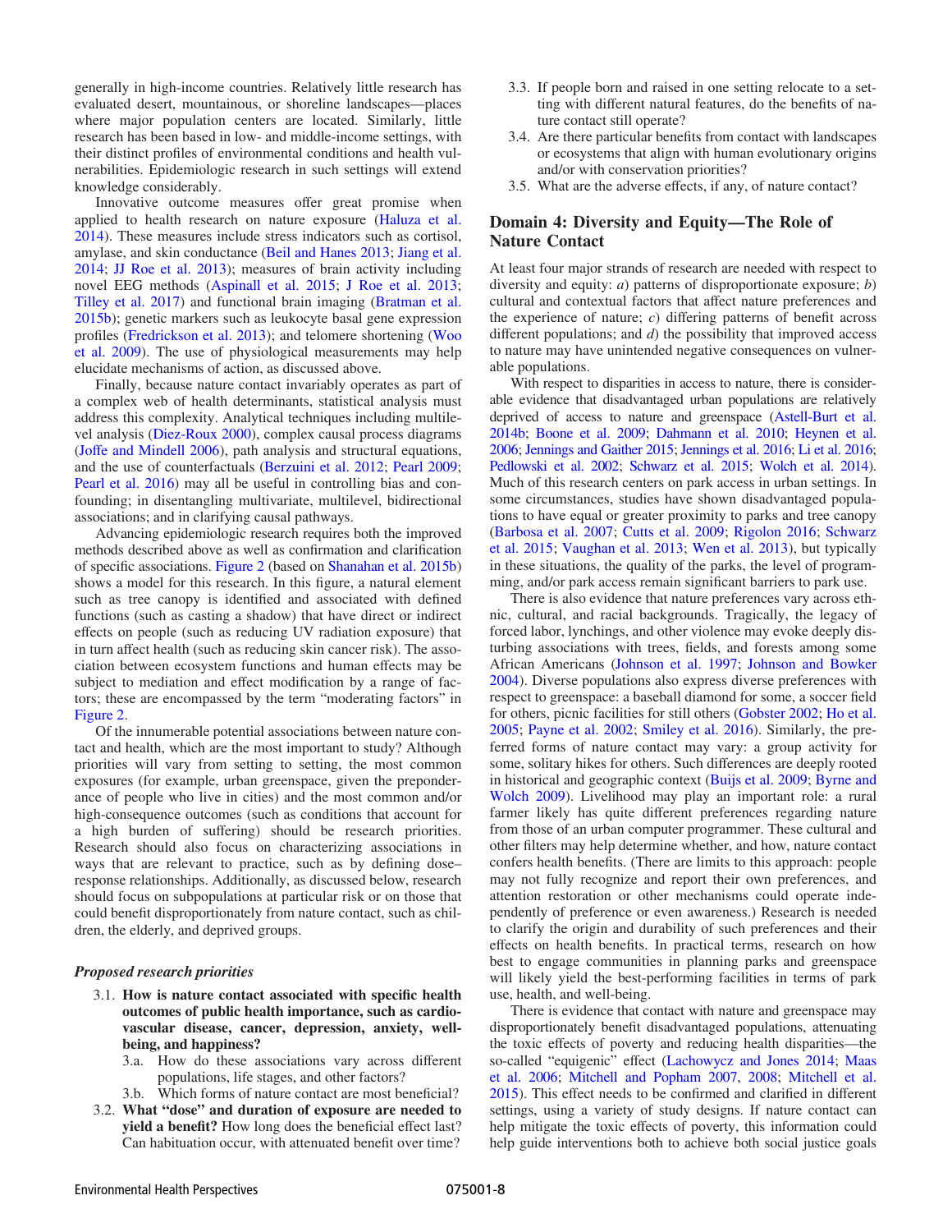generally in high-income countries. Relatively little research has evaluated desert, mountainous, or shoreline landscapes—places where major population centers are located. Similarly, little research has been based in low- and middle-income settings, with their distinct profiles of environmental conditions and health vulnerabilities. Epidemiologic research in such settings will extend knowledge considerably.

Innovative outcome measures offer great promise when applied to health research on nature exposure (Haluza et al. 2014). These measures include stress indicators such as cortisol, amylase, and skin conductance (Beil and Hanes 2013; Jiang et al. 2014; JJ Roe et al. 2013); measures of brain activity including novel EEG methods (Aspinall et al. 2015; J Roe et al. 2013; Tilley et al. 2017) and functional brain imaging (Bratman et al. 2015b); genetic markers such as leukocyte basal gene expression profiles (Fredrickson et al. 2013); and telomere shortening (Woo et al. 2009). The use of physiological measurements may help elucidate mechanisms of action, as discussed above.

Finally, because nature contact invariably operates as part of a complex web of health determinants, statistical analysis must address this complexity. Analytical techniques including multilevel analysis (Diez-Roux 2000), complex causal process diagrams (Joffe and Mindell 2006), path analysis and structural equations, and the use of counterfactuals (Berzuini et al. 2012; Pearl 2009; Pearl et al. 2016) may all be useful in controlling bias and confounding; in disentangling multivariate, multilevel, bidirectional associations; and in clarifying causal pathways.

Advancing epidemiologic research requires both the improved methods described above as well as confirmation and clarification of specific associations. Figure 2 (based on Shanahan et al. 2015b) shows a model for this research. In this figure, a natural element such as tree canopy is identified and associated with defined functions (such as casting a shadow) that have direct or indirect effects on people (such as reducing UV radiation exposure) that in turn affect health (such as reducing skin cancer risk). The association between ecosystem functions and human effects may be subject to mediation and effect modification by a range of factors; these are encompassed by the term "moderating factors" in Figure 2.

Of the innumerable potential associations between nature contact and health, which are the most important to study? Although priorities will vary from setting to setting, the most common exposures (for example, urban greenspace, given the preponderance of people who live in cities) and the most common and/or high-consequence outcomes (such as conditions that account for a high burden of suffering) should be research priorities. Research should also focus on characterizing associations in ways that are relevant to practice, such as by defining dose–response relationships. Additionally, as discussed below, research should focus on subpopulations at particular risk or on those that could benefit disproportionately from nature contact, such as children, the elderly, and deprived groups.

### *Proposed research priorities*

- 3.1. **How is nature contact associated with specific health outcomes of public health importance, such as cardiovascular disease, cancer, depression, anxiety, well-being, and happiness?**
  - 3.a. How do these associations vary across different populations, life stages, and other factors?
  - 3.b. Which forms of nature contact are most beneficial?
- 3.2. **What "dose" and duration of exposure are needed to yield a benefit?** How long does the beneficial effect last? Can habituation occur, with attenuated benefit over time?
- 3.3. If people born and raised in one setting relocate to a setting with different natural features, do the benefits of nature contact still operate?
- 3.4. Are there particular benefits from contact with landscapes or ecosystems that align with human evolutionary origins and/or with conservation priorities?
- 3.5. What are the adverse effects, if any, of nature contact?

## Domain 4: Diversity and Equity—The Role of Nature Contact

At least four major strands of research are needed with respect to diversity and equity: *a*) patterns of disproportionate exposure; *b*) cultural and contextual factors that affect nature preferences and the experience of nature; *c*) differing patterns of benefit across different populations; and *d*) the possibility that improved access to nature may have unintended negative consequences on vulnerable populations.

With respect to disparities in access to nature, there is considerable evidence that disadvantaged urban populations are relatively deprived of access to nature and greenspace (Astell-Burt et al. 2014b; Boone et al. 2009; Dahmann et al. 2010; Heynen et al. 2006; Jennings and Gaither 2015; Jennings et al. 2016; Li et al. 2016; Pedlowski et al. 2002; Schwarz et al. 2015; Wolch et al. 2014). Much of this research centers on park access in urban settings. In some circumstances, studies have shown disadvantaged populations to have equal or greater proximity to parks and tree canopy (Barbosa et al. 2007; Cutts et al. 2009; Rigolon 2016; Schwarz et al. 2015; Vaughan et al. 2013; Wen et al. 2013), but typically in these situations, the quality of the parks, the level of programming, and/or park access remain significant barriers to park use.

There is also evidence that nature preferences vary across ethnic, cultural, and racial backgrounds. Tragically, the legacy of forced labor, lynchings, and other violence may evoke deeply disturbing associations with trees, fields, and forests among some African Americans (Johnson et al. 1997; Johnson and Bowker 2004). Diverse populations also express diverse preferences with respect to greenspace: a baseball diamond for some, a soccer field for others, picnic facilities for still others (Gobster 2002; Ho et al. 2005; Payne et al. 2002; Smiley et al. 2016). Similarly, the preferred forms of nature contact may vary: a group activity for some, solitary hikes for others. Such differences are deeply rooted in historical and geographic context (Buijs et al. 2009; Byrne and Wolch 2009). Livelihood may play an important role: a rural farmer likely has quite different preferences regarding nature from those of an urban computer programmer. These cultural and other filters may help determine whether, and how, nature contact confers health benefits. (There are limits to this approach: people may not fully recognize and report their own preferences, and attention restoration or other mechanisms could operate independently of preference or even awareness.) Research is needed to clarify the origin and durability of such preferences and their effects on health benefits. In practical terms, research on how best to engage communities in planning parks and greenspace will likely yield the best-performing facilities in terms of park use, health, and well-being.

There is evidence that contact with nature and greenspace may disproportionately benefit disadvantaged populations, attenuating the toxic effects of poverty and reducing health disparities—the so-called "equigenic" effect (Lachowycz and Jones 2014; Maas et al. 2006; Mitchell and Popham 2007, 2008; Mitchell et al. 2015). This effect needs to be confirmed and clarified in different settings, using a variety of study designs. If nature contact can help mitigate the toxic effects of poverty, this information could help guide interventions both to achieve both social justice goals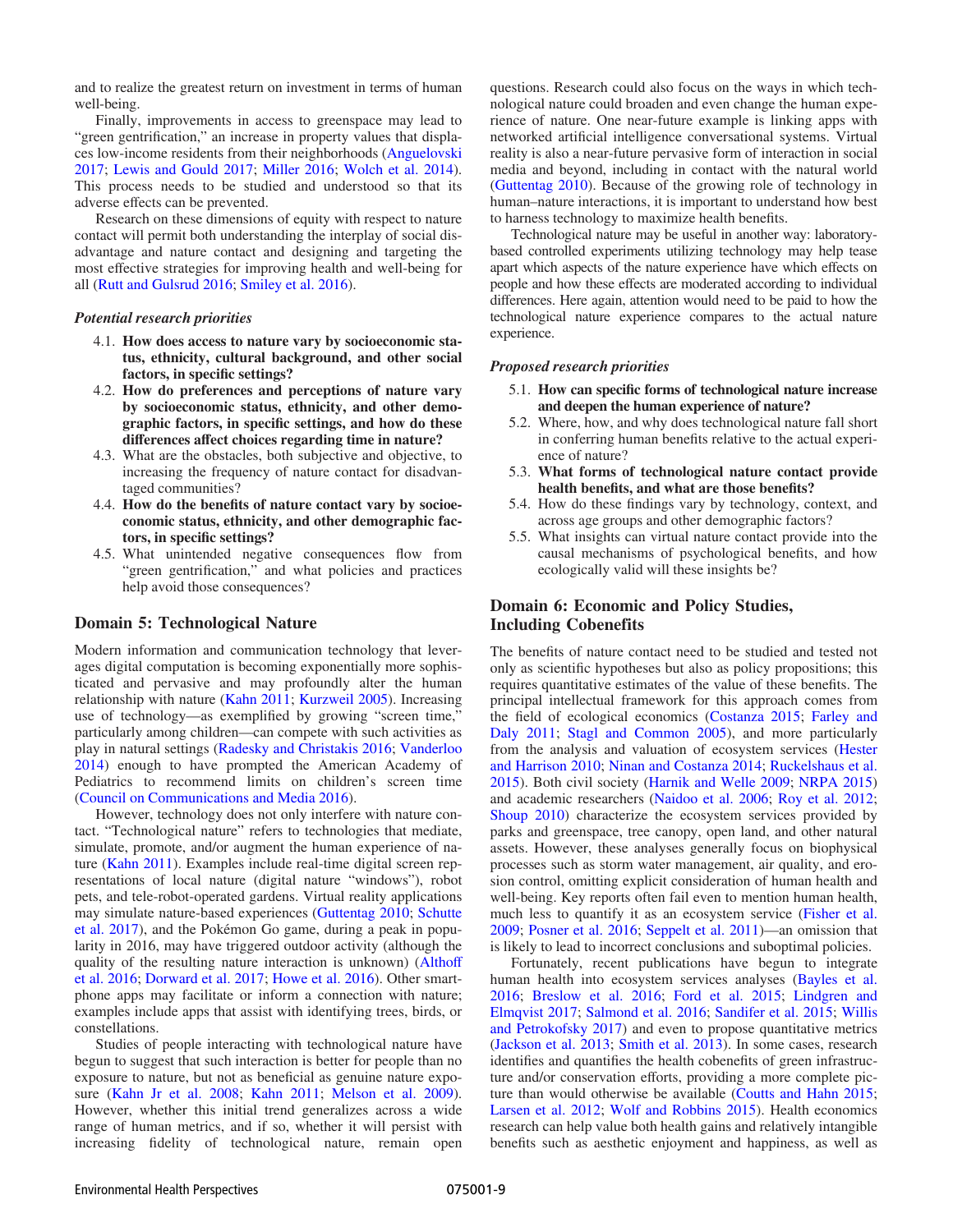and to realize the greatest return on investment in terms of human well-being.

Finally, improvements in access to greenspace may lead to "green gentrification," an increase in property values that displaces low-income residents from their neighborhoods (Anguelovski 2017; Lewis and Gould 2017; Miller 2016; Wolch et al. 2014). This process needs to be studied and understood so that its adverse effects can be prevented.

Research on these dimensions of equity with respect to nature contact will permit both understanding the interplay of social disadvantage and nature contact and designing and targeting the most effective strategies for improving health and well-being for all (Rutt and Gulsrud 2016; Smiley et al. 2016).

*Potential research priorities*

4.1. **How does access to nature vary by socioeconomic status, ethnicity, cultural background, and other social factors, in specific settings?**
4.2. **How do preferences and perceptions of nature vary by socioeconomic status, ethnicity, and other demographic factors, in specific settings, and how do these differences affect choices regarding time in nature?**
4.3. What are the obstacles, both subjective and objective, to increasing the frequency of nature contact for disadvantaged communities?
4.4. **How do the benefits of nature contact vary by socioeconomic status, ethnicity, and other demographic factors, in specific settings?**
4.5. What unintended negative consequences flow from "green gentrification," and what policies and practices help avoid those consequences?

## Domain 5: Technological Nature

Modern information and communication technology that leverages digital computation is becoming exponentially more sophisticated and pervasive and may profoundly alter the human relationship with nature (Kahn 2011; Kurzweil 2005). Increasing use of technology—as exemplified by growing "screen time," particularly among children—can compete with such activities as play in natural settings (Radesky and Christakis 2016; Vanderloo 2014) enough to have prompted the American Academy of Pediatrics to recommend limits on children's screen time (Council on Communications and Media 2016).

However, technology does not only interfere with nature contact. "Technological nature" refers to technologies that mediate, simulate, promote, and/or augment the human experience of nature (Kahn 2011). Examples include real-time digital screen representations of local nature (digital nature "windows"), robot pets, and tele-robot-operated gardens. Virtual reality applications may simulate nature-based experiences (Guttentag 2010; Schutte et al. 2017), and the Pokémon Go game, during a peak in popularity in 2016, may have triggered outdoor activity (although the quality of the resulting nature interaction is unknown) (Althoff et al. 2016; Dorward et al. 2017; Howe et al. 2016). Other smartphone apps may facilitate or inform a connection with nature; examples include apps that assist with identifying trees, birds, or constellations.

Studies of people interacting with technological nature have begun to suggest that such interaction is better for people than no exposure to nature, but not as beneficial as genuine nature exposure (Kahn Jr et al. 2008; Kahn 2011; Melson et al. 2009). However, whether this initial trend generalizes across a wide range of human metrics, and if so, whether it will persist with increasing fidelity of technological nature, remain open questions. Research could also focus on the ways in which technological nature could broaden and even change the human experience of nature. One near-future example is linking apps with networked artificial intelligence conversational systems. Virtual reality is also a near-future pervasive form of interaction in social media and beyond, including in contact with the natural world (Guttentag 2010). Because of the growing role of technology in human–nature interactions, it is important to understand how best to harness technology to maximize health benefits.

Technological nature may be useful in another way: laboratory-based controlled experiments utilizing technology may help tease apart which aspects of the nature experience have which effects on people and how these effects are moderated according to individual differences. Here again, attention would need to be paid to how the technological nature experience compares to the actual nature experience.

*Proposed research priorities*

5.1. **How can specific forms of technological nature increase and deepen the human experience of nature?**
5.2. Where, how, and why does technological nature fall short in conferring human benefits relative to the actual experience of nature?
5.3. **What forms of technological nature contact provide health benefits, and what are those benefits?**
5.4. How do these findings vary by technology, context, and across age groups and other demographic factors?
5.5. What insights can virtual nature contact provide into the causal mechanisms of psychological benefits, and how ecologically valid will these insights be?

## Domain 6: Economic and Policy Studies, Including Cobenefits

The benefits of nature contact need to be studied and tested not only as scientific hypotheses but also as policy propositions; this requires quantitative estimates of the value of these benefits. The principal intellectual framework for this approach comes from the field of ecological economics (Costanza 2015; Farley and Daly 2011; Stagl and Common 2005), and more particularly from the analysis and valuation of ecosystem services (Hester and Harrison 2010; Ninan and Costanza 2014; Ruckelshaus et al. 2015). Both civil society (Harnik and Welle 2009; NRPA 2015) and academic researchers (Naidoo et al. 2006; Roy et al. 2012; Shoup 2010) characterize the ecosystem services provided by parks and greenspace, tree canopy, open land, and other natural assets. However, these analyses generally focus on biophysical processes such as storm water management, air quality, and erosion control, omitting explicit consideration of human health and well-being. Key reports often fail even to mention human health, much less to quantify it as an ecosystem service (Fisher et al. 2009; Posner et al. 2016; Seppelt et al. 2011)—an omission that is likely to lead to incorrect conclusions and suboptimal policies.

Fortunately, recent publications have begun to integrate human health into ecosystem services analyses (Bayles et al. 2016; Breslow et al. 2016; Ford et al. 2015; Lindgren and Elmqvist 2017; Salmond et al. 2016; Sandifer et al. 2015; Willis and Petrokofsky 2017) and even to propose quantitative metrics (Jackson et al. 2013; Smith et al. 2013). In some cases, research identifies and quantifies the health cobenefits of green infrastructure and/or conservation efforts, providing a more complete picture than would otherwise be available (Coutts and Hahn 2015; Larsen et al. 2012; Wolf and Robbins 2015). Health economics research can help value both health gains and relatively intangible benefits such as aesthetic enjoyment and happiness, as well as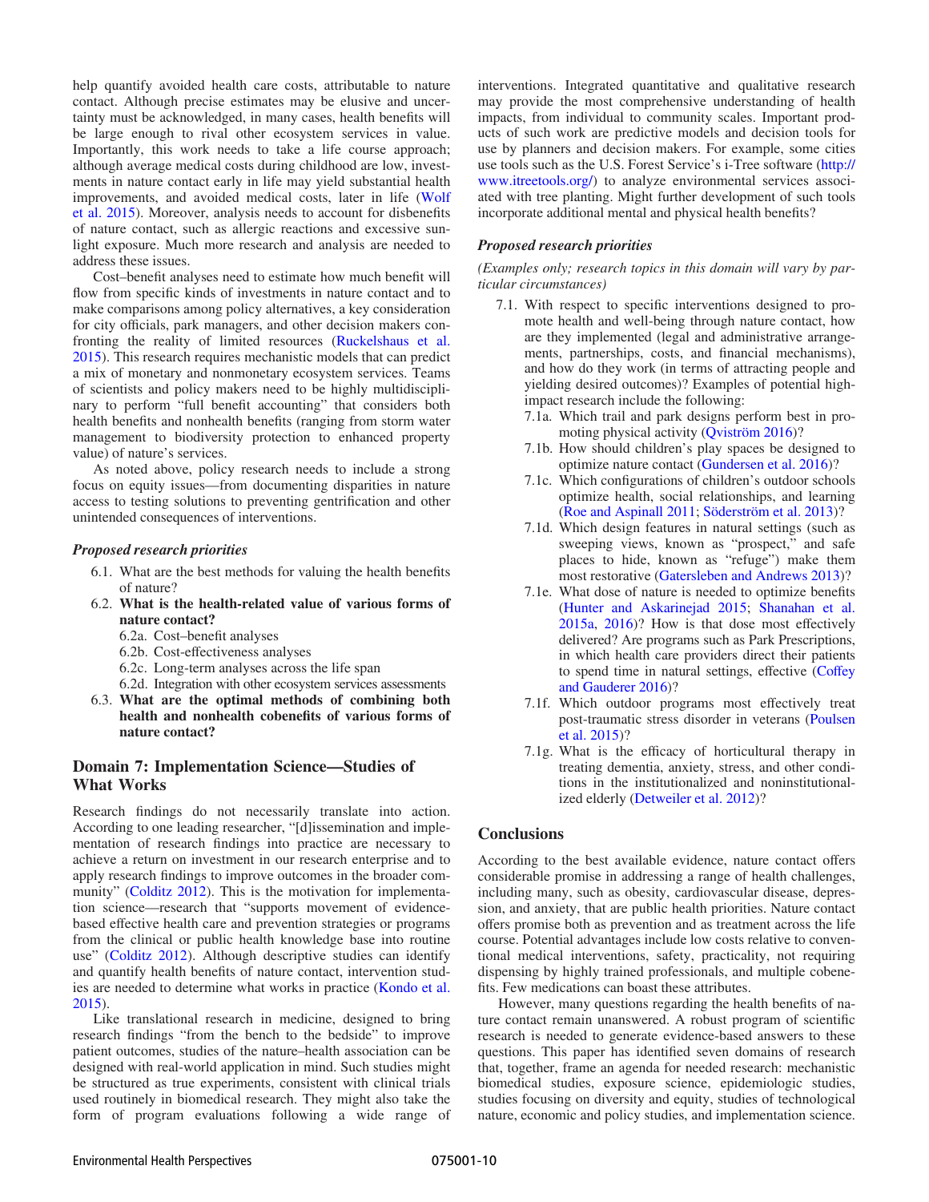help quantify avoided health care costs, attributable to nature contact. Although precise estimates may be elusive and uncertainty must be acknowledged, in many cases, health benefits will be large enough to rival other ecosystem services in value. Importantly, this work needs to take a life course approach; although average medical costs during childhood are low, investments in nature contact early in life may yield substantial health improvements, and avoided medical costs, later in life (Wolf et al. 2015). Moreover, analysis needs to account for disbenefits of nature contact, such as allergic reactions and excessive sunlight exposure. Much more research and analysis are needed to address these issues.

Cost–benefit analyses need to estimate how much benefit will flow from specific kinds of investments in nature contact and to make comparisons among policy alternatives, a key consideration for city officials, park managers, and other decision makers confronting the reality of limited resources (Ruckelshaus et al. 2015). This research requires mechanistic models that can predict a mix of monetary and nonmonetary ecosystem services. Teams of scientists and policy makers need to be highly multidisciplinary to perform "full benefit accounting" that considers both health benefits and nonhealth benefits (ranging from storm water management to biodiversity protection to enhanced property value) of nature's services.

As noted above, policy research needs to include a strong focus on equity issues—from documenting disparities in nature access to testing solutions to preventing gentrification and other unintended consequences of interventions.

### *Proposed research priorities*

- 6.1. What are the best methods for valuing the health benefits of nature?
- 6.2. **What is the health-related value of various forms of nature contact?**
  - 6.2a. Cost–benefit analyses
  - 6.2b. Cost-effectiveness analyses
  - 6.2c. Long-term analyses across the life span
  - 6.2d. Integration with other ecosystem services assessments
- 6.3. **What are the optimal methods of combining both health and nonhealth cobenefits of various forms of nature contact?**

## Domain 7: Implementation Science—Studies of What Works

Research findings do not necessarily translate into action. According to one leading researcher, "[d]issemination and implementation of research findings into practice are necessary to achieve a return on investment in our research enterprise and to apply research findings to improve outcomes in the broader community" (Colditz 2012). This is the motivation for implementation science—research that "supports movement of evidence-based effective health care and prevention strategies or programs from the clinical or public health knowledge base into routine use" (Colditz 2012). Although descriptive studies can identify and quantify health benefits of nature contact, intervention studies are needed to determine what works in practice (Kondo et al. 2015).

Like translational research in medicine, designed to bring research findings "from the bench to the bedside" to improve patient outcomes, studies of the nature–health association can be designed with real-world application in mind. Such studies might be structured as true experiments, consistent with clinical trials used routinely in biomedical research. They might also take the form of program evaluations following a wide range of interventions. Integrated quantitative and qualitative research may provide the most comprehensive understanding of health impacts, from individual to community scales. Important products of such work are predictive models and decision tools for use by planners and decision makers. For example, some cities use tools such as the U.S. Forest Service's i-Tree software (http://www.itreetools.org/) to analyze environmental services associated with tree planting. Might further development of such tools incorporate additional mental and physical health benefits?

### *Proposed research priorities*

*(Examples only; research topics in this domain will vary by particular circumstances)*

- 7.1. With respect to specific interventions designed to promote health and well-being through nature contact, how are they implemented (legal and administrative arrangements, partnerships, costs, and financial mechanisms), and how do they work (in terms of attracting people and yielding desired outcomes)? Examples of potential high-impact research include the following:
  - 7.1a. Which trail and park designs perform best in promoting physical activity (Qviström 2016)?
  - 7.1b. How should children's play spaces be designed to optimize nature contact (Gundersen et al. 2016)?
  - 7.1c. Which configurations of children's outdoor schools optimize health, social relationships, and learning (Roe and Aspinall 2011; Söderström et al. 2013)?
  - 7.1d. Which design features in natural settings (such as sweeping views, known as "prospect," and safe places to hide, known as "refuge") make them most restorative (Gatersleben and Andrews 2013)?
  - 7.1e. What dose of nature is needed to optimize benefits (Hunter and Askarinejad 2015; Shanahan et al. 2015a, 2016)? How is that dose most effectively delivered? Are programs such as Park Prescriptions, in which health care providers direct their patients to spend time in natural settings, effective (Coffey and Gauderer 2016)?
  - 7.1f. Which outdoor programs most effectively treat post-traumatic stress disorder in veterans (Poulsen et al. 2015)?
  - 7.1g. What is the efficacy of horticultural therapy in treating dementia, anxiety, stress, and other conditions in the institutionalized and noninstitutionalized elderly (Detweiler et al. 2012)?

## Conclusions

According to the best available evidence, nature contact offers considerable promise in addressing a range of health challenges, including many, such as obesity, cardiovascular disease, depression, and anxiety, that are public health priorities. Nature contact offers promise both as prevention and as treatment across the life course. Potential advantages include low costs relative to conventional medical interventions, safety, practicality, not requiring dispensing by highly trained professionals, and multiple cobenefits. Few medications can boast these attributes.

However, many questions regarding the health benefits of nature contact remain unanswered. A robust program of scientific research is needed to generate evidence-based answers to these questions. This paper has identified seven domains of research that, together, frame an agenda for needed research: mechanistic biomedical studies, exposure science, epidemiologic studies, studies focusing on diversity and equity, studies of technological nature, economic and policy studies, and implementation science.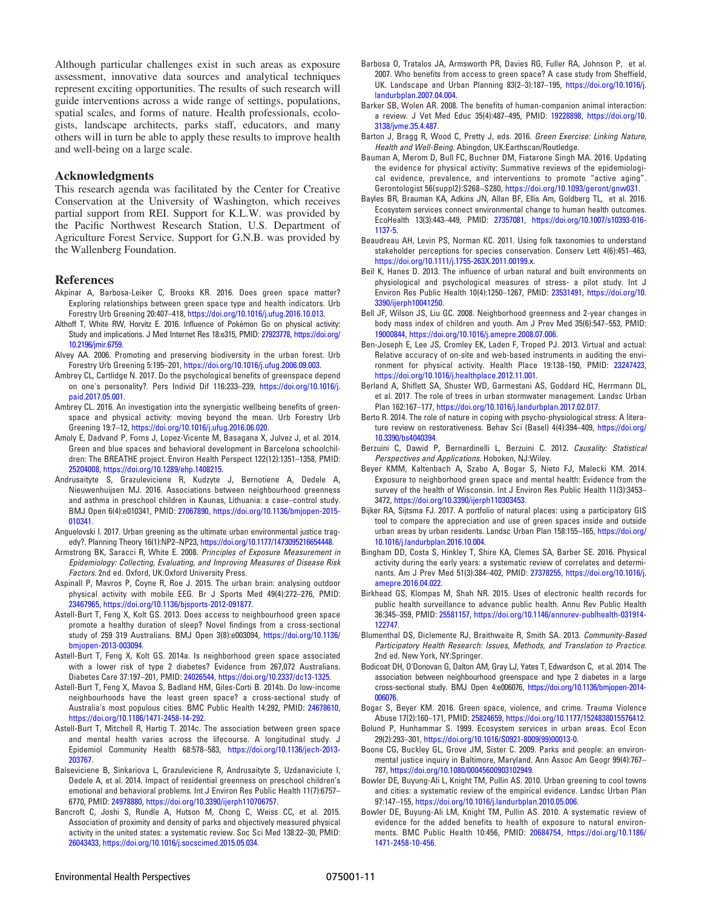Although particular challenges exist in such areas as exposure assessment, innovative data sources and analytical techniques represent exciting opportunities. The results of such research will guide interventions across a wide range of settings, populations, spatial scales, and forms of nature. Health professionals, ecologists, landscape architects, parks staff, educators, and many others will in turn be able to apply these results to improve health and well-being on a large scale.

## Acknowledgments

This research agenda was facilitated by the Center for Creative Conservation at the University of Washington, which receives partial support from REI. Support for K.L.W. was provided by the Pacific Northwest Research Station, U.S. Department of Agriculture Forest Service. Support for G.N.B. was provided by the Wallenberg Foundation.

## References

Akpinar A, Barbosa-Leiker C, Brooks KR. 2016. Does green space matter? Exploring relationships between green space type and health indicators. Urb Forestry Urb Greening 20:407–418, https://doi.org/10.1016/j.ufug.2016.10.013.

Althoff T, White RW, Horvitz E. 2016. Influence of Pokémon Go on physical activity: Study and implications. J Med Internet Res 18:e315, PMID: 27923778, https://doi.org/10.2196/jmir.6759.

Alvey AA. 2006. Promoting and preserving biodiversity in the urban forest. Urb Forestry Urb Greening 5:195–201, https://doi.org/10.1016/j.ufug.2006.09.003.

Ambrey CL, Cartlidge N. 2017. Do the psychological benefits of greenspace depend on one's personality?. Pers Individ Dif 116:233–239, https://doi.org/10.1016/j.paid.2017.05.001.

Ambrey CL. 2016. An investigation into the synergistic wellbeing benefits of greenspace and physical activity: moving beyond the mean. Urb Forestry Urb Greening 19:7–12, https://doi.org/10.1016/j.ufug.2016.06.020.

Amoly E, Dadvand P, Forns J, Lopez-Vicente M, Basagana X, Julvez J, et al. 2014. Green and blue spaces and behavioral development in Barcelona schoolchildren: The BREATHE project. Environ Health Perspect 122(12):1351–1358, PMID: 25204008, https://doi.org/10.1289/ehp.1408215.

Andrusaityte S, Grazuleviciene R, Kudzyte J, Bernotiene A, Dedele A, Nieuwenhuijsen MJ. 2016. Associations between neighbourhood greenness and asthma in preschool children in Kaunas, Lithuania: a case–control study. BMJ Open 6(4):e010341, PMID: 27067890, https://doi.org/10.1136/bmjopen-2015-010341.

Anguelovski I. 2017. Urban greening as the ultimate urban environmental justice tragedy?. Planning Theory 16(1):NP2–NP23, https://doi.org/10.1177/1473095216654448.

Armstrong BK, Saracci R, White E. 2008. *Principles of Exposure Measurement in Epidemiology: Collecting, Evaluating, and Improving Measures of Disease Risk Factors*. 2nd ed. Oxford, UK:Oxford University Press.

Aspinall P, Mavros P, Coyne R, Roe J. 2015. The urban brain: analysing outdoor physical activity with mobile EEG. Br J Sports Med 49(4):272–276, PMID: 23467965, https://doi.org/10.1136/bjsports-2012-091877.

Astell-Burt T, Feng X, Kolt GS. 2013. Does access to neighbourhood green space promote a healthy duration of sleep? Novel findings from a cross-sectional study of 259 319 Australians. BMJ Open 3(8):e003094, https://doi.org/10.1136/bmjopen-2013-003094.

Astell-Burt T, Feng X, Kolt GS. 2014a. Is neighborhood green space associated with a lower risk of type 2 diabetes? Evidence from 267,072 Australians. Diabetes Care 37:197–201, PMID: 24026544, https://doi.org/10.2337/dc13-1325.

Astell-Burt T, Feng X, Mavoa S, Badland HM, Giles-Corti B. 2014b. Do low-income neighbourhoods have the least green space? a cross-sectional study of Australia's most populous cities. BMC Public Health 14:292, PMID: 24678610, https://doi.org/10.1186/1471-2458-14-292.

Astell-Burt T, Mitchell R, Hartig T. 2014c. The association between green space and mental health varies across the lifecourse. A longitudinal study. J Epidemiol Community Health 68:578–583, https://doi.org/10.1136/jech-2013-203767.

Balseviciene B, Sinkariova L, Grazuleviciene R, Andrusaityte S, Uzdanaviciute I, Dedele A, et al. 2014. Impact of residential greenness on preschool children's emotional and behavioral problems. Int J Environ Res Public Health 11(7):6757–6770, PMID: 24978880, https://doi.org/10.3390/ijerph110706757.

Bancroft C, Joshi S, Rundle A, Hutson M, Chong C, Weiss CC, et al. 2015. Association of proximity and density of parks and objectively measured physical activity in the united states: a systematic review. Soc Sci Med 138:22–30, PMID: 26043433, https://doi.org/10.1016/j.socscimed.2015.05.034.

Barbosa O, Tratalos JA, Armsworth PR, Davies RG, Fuller RA, Johnson P, et al. 2007. Who benefits from access to green space? A case study from Sheffield, UK. Landscape and Urban Planning 83(2–3):187–195, https://doi.org/10.1016/j.landurbplan.2007.04.004.

Barker SB, Wolen AR. 2008. The benefits of human-companion animal interaction: a review. J Vet Med Educ 35(4):487–495, PMID: 19228898, https://doi.org/10.3138/jvme.35.4.487.

Barton J, Bragg R, Wood C, Pretty J, eds. 2016. *Green Exercise: Linking Nature, Health and Well-Being*. Abingdon, UK:Earthscan/Routledge.

Bauman A, Merom D, Bull FC, Buchner DM, Fiatarone Singh MA. 2016. Updating the evidence for physical activity: Summative reviews of the epidemiological evidence, prevalence, and interventions to promote "active aging". Gerontologist 56(suppl2):S268–S280, https://doi.org/10.1093/geront/gnw031.

Bayles BR, Brauman KA, Adkins JN, Allan BF, Ellis Am, Goldberg TL, et al. 2016. Ecosystem services connect environmental change to human health outcomes. EcoHealth 13(3):443–449, PMID: 27357081, https://doi.org/10.1007/s10393-016-1137-5.

Beaudreau AH, Levin PS, Norman KC. 2011. Using folk taxonomies to understand stakeholder perceptions for species conservation. Conserv Lett 4(6):451–463, https://doi.org/10.1111/j.1755-263X.2011.00199.x.

Beil K, Hanes D. 2013. The influence of urban natural and built environments on physiological and psychological measures of stress- a pilot study. Int J Environ Res Public Health 10(4):1250–1267, PMID: 23531491, https://doi.org/10.3390/ijerph10041250.

Bell JF, Wilson JS, Liu GC. 2008. Neighborhood greenness and 2-year changes in body mass index of children and youth. Am J Prev Med 35(6):547–553, PMID: 19000844, https://doi.org/10.1016/j.amepre.2008.07.006.

Ben-Joseph E, Lee JS, Cromley EK, Laden F, Troped PJ. 2013. Virtual and actual: Relative accuracy of on-site and web-based instruments in auditing the environment for physical activity. Health Place 19:138–150, PMID: 23247423, https://doi.org/10.1016/j.healthplace.2012.11.001.

Berland A, Shiflett SA, Shuster WD, Garmestani AS, Goddard HC, Herrmann DL, et al. 2017. The role of trees in urban stormwater management. Landsc Urban Plan 162:167–177, https://doi.org/10.1016/j.landurbplan.2017.02.017.

Berto R. 2014. The role of nature in coping with psycho-physiological stress: A literature review on restorativeness. Behav Sci (Basel) 4(4):394–409, https://doi.org/10.3390/bs4040394.

Berzuini C, Dawid P, Bernardinelli L, Berzuini C. 2012. *Causality: Statistical Perspectives and Applications*. Hoboken, NJ:Wiley.

Beyer KMM, Kaltenbach A, Szabo A, Bogar S, Nieto FJ, Malecki KM. 2014. Exposure to neighborhood green space and mental health: Evidence from the survey of the health of Wisconsin. Int J Environ Res Public Health 11(3):3453–3472, https://doi.org/10.3390/ijerph110303453.

Bijker RA, Sijtsma FJ. 2017. A portfolio of natural places: using a participatory GIS tool to compare the appreciation and use of green spaces inside and outside urban areas by urban residents. Landsc Urban Plan 158:155–165, https://doi.org/10.1016/j.landurbplan.2016.10.004.

Bingham DD, Costa S, Hinkley T, Shire KA, Clemes SA, Barber SE. 2016. Physical activity during the early years: a systematic review of correlates and determinants. Am J Prev Med 51(3):384–402, PMID: 27378255, https://doi.org/10.1016/j.amepre.2016.04.022.

Birkhead GS, Klompas M, Shah NR. 2015. Uses of electronic health records for public health surveillance to advance public health. Annu Rev Public Health 36:345–359, PMID: 25581157, https://doi.org/10.1146/annurev-publhealth-031914-122747.

Blumenthal DS, Diclemente RJ, Braithwaite R, Smith SA. 2013. *Community-Based Participatory Health Research: Issues, Methods, and Translation to Practice*. 2nd ed. New York, NY:Springer.

Bodicoat DH, O'Donovan G, Dalton AM, Gray LJ, Yates T, Edwardson C, et al. 2014. The association between neighbourhood greenspace and type 2 diabetes in a large cross-sectional study. BMJ Open 4:e006076, https://doi.org/10.1136/bmjopen-2014-006076.

Bogar S, Beyer KM. 2016. Green space, violence, and crime. Trauma Violence Abuse 17(2):160–171, PMID: 25824659, https://doi.org/10.1177/1524838015576412.

Bolund P, Hunhammar S. 1999. Ecosystem services in urban areas. Ecol Econ 29(2):293–301, https://doi.org/10.1016/S0921-8009(99)00013-0.

Boone CG, Buckley GL, Grove JM, Sister C. 2009. Parks and people: an environmental justice inquiry in Baltimore, Maryland. Ann Assoc Am Geogr 99(4):767–787, https://doi.org/10.1080/00045600903102949.

Bowler DE, Buyung-Ali L, Knight TM, Pullin AS. 2010. Urban greening to cool towns and cities: a systematic review of the empirical evidence. Landsc Urban Plan 97:147–155, https://doi.org/10.1016/j.landurbplan.2010.05.006.

Bowler DE, Buyung-Ali LM, Knight TM, Pullin AS. 2010. A systematic review of evidence for the added benefits to health of exposure to natural environments. BMC Public Health 10:456, PMID: 20684754, https://doi.org/10.1186/1471-2458-10-456.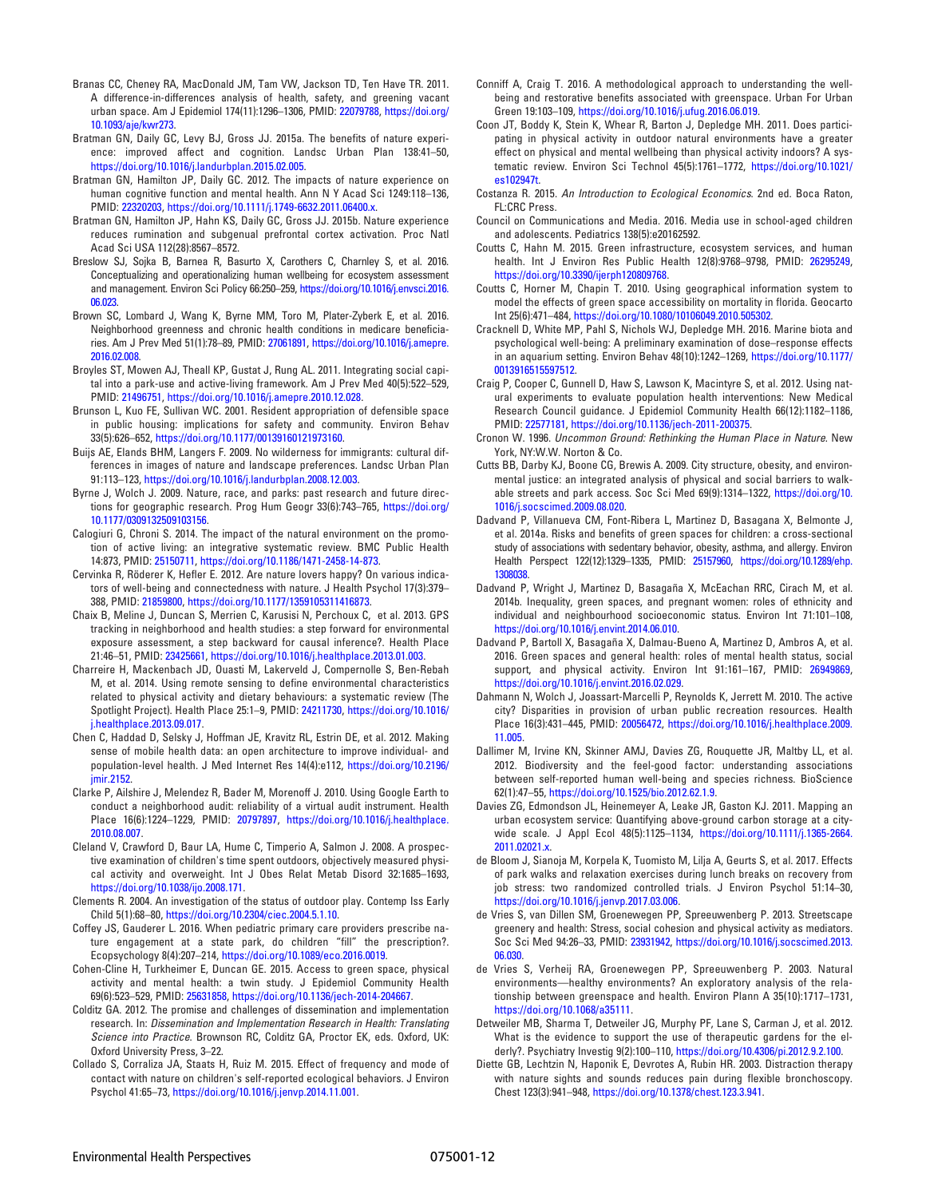Branas CC, Cheney RA, MacDonald JM, Tam VW, Jackson TD, Ten Have TR. 2011. A difference-in-differences analysis of health, safety, and greening vacant urban space. Am J Epidemiol 174(11):1296–1306, PMID: 22079788, https://doi.org/10.1093/aje/kwr273.

Bratman GN, Daily GC, Levy BJ, Gross JJ. 2015a. The benefits of nature experience: improved affect and cognition. Landsc Urban Plan 138:41–50, https://doi.org/10.1016/j.landurbplan.2015.02.005.

Bratman GN, Hamilton JP, Daily GC. 2012. The impacts of nature experience on human cognitive function and mental health. Ann N Y Acad Sci 1249:118–136, PMID: 22320203, https://doi.org/10.1111/j.1749-6632.2011.06400.x.

Bratman GN, Hamilton JP, Hahn KS, Daily GC, Gross JJ. 2015b. Nature experience reduces rumination and subgenual prefrontal cortex activation. Proc Natl Acad Sci USA 112(28):8567–8572.

Breslow SJ, Sojka B, Barnea R, Basurto X, Carothers C, Charnley S, et al. 2016. Conceptualizing and operationalizing human wellbeing for ecosystem assessment and management. Environ Sci Policy 66:250–259, https://doi.org/10.1016/j.envsci.2016.06.023.

Brown SC, Lombard J, Wang K, Byrne MM, Toro M, Plater-Zyberk E, et al. 2016. Neighborhood greenness and chronic health conditions in medicare beneficiaries. Am J Prev Med 51(1):78–89, PMID: 27061891, https://doi.org/10.1016/j.amepre.2016.02.008.

Broyles ST, Mowen AJ, Theall KP, Gustat J, Rung AL. 2011. Integrating social capital into a park-use and active-living framework. Am J Prev Med 40(5):522–529, PMID: 21496751, https://doi.org/10.1016/j.amepre.2010.12.028.

Brunson L, Kuo FE, Sullivan WC. 2001. Resident appropriation of defensible space in public housing: implications for safety and community. Environ Behav 33(5):626–652, https://doi.org/10.1177/00139160121973160.

Buijs AE, Elands BHM, Langers F. 2009. No wilderness for immigrants: cultural differences in images of nature and landscape preferences. Landsc Urban Plan 91:113–123, https://doi.org/10.1016/j.landurbplan.2008.12.003.

Byrne J, Wolch J. 2009. Nature, race, and parks: past research and future directions for geographic research. Prog Hum Geogr 33(6):743–765, https://doi.org/10.1177/0309132509103156.

Calogiuri G, Chroni S. 2014. The impact of the natural environment on the promotion of active living: an integrative systematic review. BMC Public Health 14:873, PMID: 25150711, https://doi.org/10.1186/1471-2458-14-873.

Cervinka R, Röderer K, Hefler E. 2012. Are nature lovers happy? On various indicators of well-being and connectedness with nature. J Health Psychol 17(3):379–388, PMID: 21859800, https://doi.org/10.1177/1359105311416873.

Chaix B, Meline J, Duncan S, Merrien C, Karusisi N, Perchoux C, et al. 2013. GPS tracking in neighborhood and health studies: a step forward for environmental exposure assessment, a step backward for causal inference?. Health Place 21:46–51, PMID: 23425661, https://doi.org/10.1016/j.healthplace.2013.01.003.

Charreire H, Mackenbach JD, Ouasti M, Lakerveld J, Compernolle S, Ben-Rebah M, et al. 2014. Using remote sensing to define environmental characteristics related to physical activity and dietary behaviours: a systematic review (The Spotlight Project). Health Place 25:1–9, PMID: 24211730, https://doi.org/10.1016/j.healthplace.2013.09.017.

Chen C, Haddad D, Selsky J, Hoffman JE, Kravitz RL, Estrin DE, et al. 2012. Making sense of mobile health data: an open architecture to improve individual- and population-level health. J Med Internet Res 14(4):e112, https://doi.org/10.2196/jmir.2152.

Clarke P, Ailshire J, Melendez R, Bader M, Morenoff J. 2010. Using Google Earth to conduct a neighborhood audit: reliability of a virtual audit instrument. Health Place 16(6):1224–1229, PMID: 20797897, https://doi.org/10.1016/j.healthplace.2010.08.007.

Cleland V, Crawford D, Baur LA, Hume C, Timperio A, Salmon J. 2008. A prospective examination of children's time spent outdoors, objectively measured physical activity and overweight. Int J Obes Relat Metab Disord 32:1685–1693, https://doi.org/10.1038/ijo.2008.171.

Clements R. 2004. An investigation of the status of outdoor play. Contemp Iss Early Child 5(1):68–80, https://doi.org/10.2304/ciec.2004.5.1.10.

Coffey JS, Gauderer L. 2016. When pediatric primary care providers prescribe nature engagement at a state park, do children "fill" the prescription?. Ecopsychology 8(4):207–214, https://doi.org/10.1089/eco.2016.0019.

Cohen-Cline H, Turkheimer E, Duncan GE. 2015. Access to green space, physical activity and mental health: a twin study. J Epidemiol Community Health 69(6):523–529, PMID: 25631858, https://doi.org/10.1136/jech-2014-204667.

Colditz GA. 2012. The promise and challenges of dissemination and implementation research. In: *Dissemination and Implementation Research in Health: Translating Science into Practice*. Brownson RC, Colditz GA, Proctor EK, eds. Oxford, UK: Oxford University Press, 3–22.

Collado S, Corraliza JA, Staats H, Ruiz M. 2015. Effect of frequency and mode of contact with nature on children's self-reported ecological behaviors. J Environ Psychol 41:65–73, https://doi.org/10.1016/j.jenvp.2014.11.001.

Conniff A, Craig T. 2016. A methodological approach to understanding the wellbeing and restorative benefits associated with greenspace. Urban For Urban Green 19:103–109, https://doi.org/10.1016/j.ufug.2016.06.019.

Coon JT, Boddy K, Stein K, Whear R, Barton J, Depledge MH. 2011. Does participating in physical activity in outdoor natural environments have a greater effect on physical and mental wellbeing than physical activity indoors? A systematic review. Environ Sci Technol 45(5):1761–1772, https://doi.org/10.1021/es102947t.

Costanza R. 2015. *An Introduction to Ecological Economics*. 2nd ed. Boca Raton, FL:CRC Press.

Council on Communications and Media. 2016. Media use in school-aged children and adolescents. Pediatrics 138(5):e20162592.

Coutts C, Hahn M. 2015. Green infrastructure, ecosystem services, and human health. Int J Environ Res Public Health 12(8):9768–9798, PMID: 26295249, https://doi.org/10.3390/ijerph120809768.

Coutts C, Horner M, Chapin T. 2010. Using geographical information system to model the effects of green space accessibility on mortality in florida. Geocarto Int 25(6):471–484, https://doi.org/10.1080/10106049.2010.505302.

Cracknell D, White MP, Pahl S, Nichols WJ, Depledge MH. 2016. Marine biota and psychological well-being: A preliminary examination of dose–response effects in an aquarium setting. Environ Behav 48(10):1242–1269, https://doi.org/10.1177/0013916515597512.

Craig P, Cooper C, Gunnell D, Haw S, Lawson K, Macintyre S, et al. 2012. Using natural experiments to evaluate population health interventions: New Medical Research Council guidance. J Epidemiol Community Health 66(12):1182–1186, PMID: 22577181, https://doi.org/10.1136/jech-2011-200375.

Cronon W. 1996. *Uncommon Ground: Rethinking the Human Place in Nature*. New York, NY:W.W. Norton & Co.

Cutts BB, Darby KJ, Boone CG, Brewis A. 2009. City structure, obesity, and environmental justice: an integrated analysis of physical and social barriers to walkable streets and park access. Soc Sci Med 69(9):1314–1322, https://doi.org/10.1016/j.socscimed.2009.08.020.

Dadvand P, Villanueva CM, Font-Ribera L, Martinez D, Basagana X, Belmonte J, et al. 2014a. Risks and benefits of green spaces for children: a cross-sectional study of associations with sedentary behavior, obesity, asthma, and allergy. Environ Health Perspect 122(12):1329–1335, PMID: 25157960, https://doi.org/10.1289/ehp.1308038.

Dadvand P, Wright J, Martinez D, Basagaña X, McEachan RRC, Cirach M, et al. 2014b. Inequality, green spaces, and pregnant women: roles of ethnicity and individual and neighbourhood socioeconomic status. Environ Int 71:101–108, https://doi.org/10.1016/j.envint.2014.06.010.

Dadvand P, Bartoll X, Basagaña X, Dalmau-Bueno A, Martinez D, Ambros A, et al. 2016. Green spaces and general health: roles of mental health status, social support, and physical activity. Environ Int 91:161–167, PMID: 26949869, https://doi.org/10.1016/j.envint.2016.02.029.

Dahmann N, Wolch J, Joassart-Marcelli P, Reynolds K, Jerrett M. 2010. The active city? Disparities in provision of urban public recreation resources. Health Place 16(3):431–445, PMID: 20056472, https://doi.org/10.1016/j.healthplace.2009.11.005.

Dallimer M, Irvine KN, Skinner AMJ, Davies ZG, Rouquette JR, Maltby LL, et al. 2012. Biodiversity and the feel-good factor: understanding associations between self-reported human well-being and species richness. BioScience 62(1):47–55, https://doi.org/10.1525/bio.2012.62.1.9.

Davies ZG, Edmondson JL, Heinemeyer A, Leake JR, Gaston KJ. 2011. Mapping an urban ecosystem service: Quantifying above-ground carbon storage at a city-wide scale. J Appl Ecol 48(5):1125–1134, https://doi.org/10.1111/j.1365-2664.2011.02021.x.

de Bloom J, Sianoja M, Korpela K, Tuomisto M, Lilja A, Geurts S, et al. 2017. Effects of park walks and relaxation exercises during lunch breaks on recovery from job stress: two randomized controlled trials. J Environ Psychol 51:14–30, https://doi.org/10.1016/j.jenvp.2017.03.006.

de Vries S, van Dillen SM, Groenewegen PP, Spreeuwenberg P. 2013. Streetscape greenery and health: Stress, social cohesion and physical activity as mediators. Soc Sci Med 94:26–33, PMID: 23931942, https://doi.org/10.1016/j.socscimed.2013.06.030.

de Vries S, Verheij RA, Groenewegen PP, Spreeuwenberg P. 2003. Natural environments—healthy environments? An exploratory analysis of the relationship between greenspace and health. Environ Plann A 35(10):1717–1731, https://doi.org/10.1068/a35111.

Detweiler MB, Sharma T, Detweiler JG, Murphy PF, Lane S, Carman J, et al. 2012. What is the evidence to support the use of therapeutic gardens for the elderly?. Psychiatry Investig 9(2):100–110, https://doi.org/10.4306/pi.2012.9.2.100.

Diette GB, Lechtzin N, Haponik E, Devrotes A, Rubin HR. 2003. Distraction therapy with nature sights and sounds reduces pain during flexible bronchoscopy. Chest 123(3):941–948, https://doi.org/10.1378/chest.123.3.941.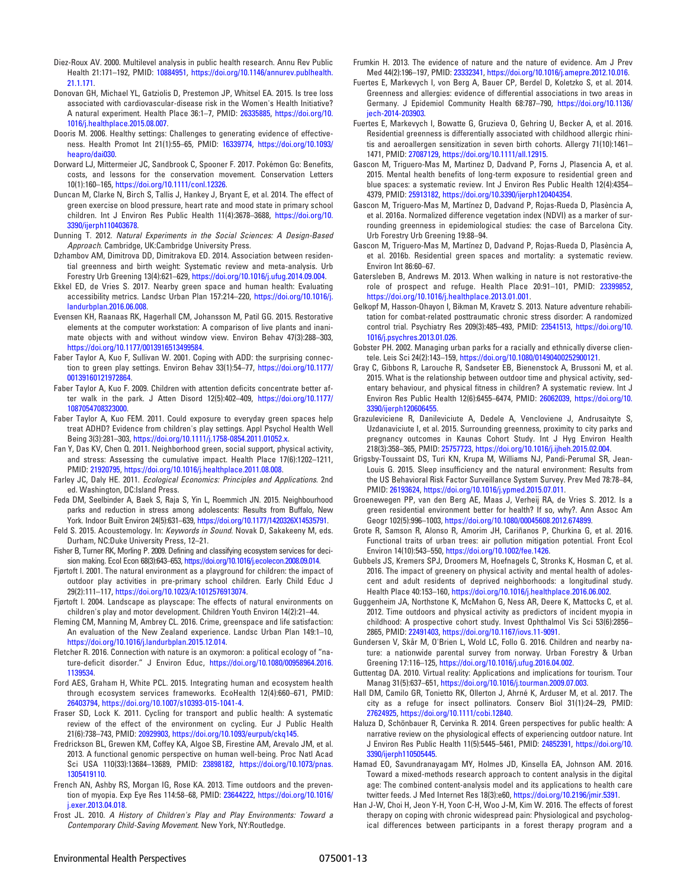Diez-Roux AV. 2000. Multilevel analysis in public health research. Annu Rev Public Health 21:171–192, PMID: 10884951, https://doi.org/10.1146/annurev.publhealth.21.1.171.

Donovan GH, Michael YL, Gatziolis D, Prestemon JP, Whitsel EA. 2015. Is tree loss associated with cardiovascular-disease risk in the Women's Health Initiative? A natural experiment. Health Place 36:1–7, PMID: 26335885, https://doi.org/10.1016/j.healthplace.2015.08.007.

Dooris M. 2006. Healthy settings: Challenges to generating evidence of effectiveness. Health Promot Int 21(1):55–65, PMID: 16339774, https://doi.org/10.1093/heapro/dai030.

Dorward LJ, Mittermeier JC, Sandbrook C, Spooner F. 2017. Pokémon Go: Benefits, costs, and lessons for the conservation movement. Conservation Letters 10(1):160–165, https://doi.org/10.1111/conl.12326.

Duncan M, Clarke N, Birch S, Tallis J, Hankey J, Bryant E, et al. 2014. The effect of green exercise on blood pressure, heart rate and mood state in primary school children. Int J Environ Res Public Health 11(4):3678–3688, https://doi.org/10.3390/ijerph110403678.

Dunning T. 2012. *Natural Experiments in the Social Sciences: A Design-Based Approach*. Cambridge, UK:Cambridge University Press.

Dzhambov AM, Dimitrova DD, Dimitrakova ED. 2014. Association between residential greenness and birth weight: Systematic review and meta-analysis. Urb Forestry Urb Greening 13(4):621–629, https://doi.org/10.1016/j.ufug.2014.09.004.

Ekkel ED, de Vries S. 2017. Nearby green space and human health: Evaluating accessibility metrics. Landsc Urban Plan 157:214–220, https://doi.org/10.1016/j.landurbplan.2016.06.008.

Evensen KH, Raanaas RK, Hagerhall CM, Johansson M, Patil GG. 2015. Restorative elements at the computer workstation: A comparison of live plants and inanimate objects with and without window view. Environ Behav 47(3):288–303, https://doi.org/10.1177/0013916513499584.

Faber Taylor A, Kuo F, Sullivan W. 2001. Coping with ADD: the surprising connection to green play settings. Environ Behav 33(1):54–77, https://doi.org/10.1177/00139160121972864.

Faber Taylor A, Kuo F. 2009. Children with attention deficits concentrate better after walk in the park. J Atten Disord 12(5):402–409, https://doi.org/10.1177/1087054708323000.

Faber Taylor A, Kuo FEM. 2011. Could exposure to everyday green spaces help treat ADHD? Evidence from children's play settings. Appl Psychol Health Well Being 3(3):281–303, https://doi.org/10.1111/j.1758-0854.2011.01052.x.

Fan Y, Das KV, Chen Q. 2011. Neighborhood green, social support, physical activity, and stress: Assessing the cumulative impact. Health Place 17(6):1202–1211, PMID: 21920795, https://doi.org/10.1016/j.healthplace.2011.08.008.

Farley JC, Daly HE. 2011. *Ecological Economics: Principles and Applications*. 2nd ed. Washington, DC:Island Press.

Feda DM, Seelbinder A, Baek S, Raja S, Yin L, Roemmich JN. 2015. Neighbourhood parks and reduction in stress among adolescents: Results from Buffalo, New York. Indoor Built Environ 24(5):631–639, https://doi.org/10.1177/1420326X14535791.

Feld S. 2015. Acoustemology. In: *Keywords in Sound*. Novak D, Sakakeeny M, eds. Durham, NC:Duke University Press, 12–21.

Fisher B, Turner RK, Morling P. 2009. Defining and classifying ecosystem services for decision making. Ecol Econ 68(3):643–653, https://doi.org/10.1016/j.ecolecon.2008.09.014.

Fjørtoft I. 2001. The natural environment as a playground for children: the impact of outdoor play activities in pre-primary school children. Early Child Educ J 29(2):111–117, https://doi.org/10.1023/A:1012576913074.

Fjørtoft I. 2004. Landscape as playscape: The effects of natural environments on children's play and motor development. Children Youth Environ 14(2):21–44.

Fleming CM, Manning M, Ambrey CL. 2016. Crime, greenspace and life satisfaction: An evaluation of the New Zealand experience. Landsc Urban Plan 149:1–10, https://doi.org/10.1016/j.landurbplan.2015.12.014.

Fletcher R. 2016. Connection with nature is an oxymoron: a political ecology of "nature-deficit disorder." J Environ Educ, https://doi.org/10.1080/00958964.2016.1139534.

Ford AES, Graham H, White PCL. 2015. Integrating human and ecosystem health through ecosystem services frameworks. EcoHealth 12(4):660–671, PMID: 26403794, https://doi.org/10.1007/s10393-015-1041-4.

Fraser SD, Lock K. 2011. Cycling for transport and public health: A systematic review of the effect of the environment on cycling. Eur J Public Health 21(6):738–743, PMID: 20929903, https://doi.org/10.1093/eurpub/ckq145.

Fredrickson BL, Grewen KM, Coffey KA, Algoe SB, Firestine AM, Arevalo JM, et al. 2013. A functional genomic perspective on human well-being. Proc Natl Acad Sci USA 110(33):13684–13689, PMID: 23898182, https://doi.org/10.1073/pnas.1305419110.

French AN, Ashby RS, Morgan IG, Rose KA. 2013. Time outdoors and the prevention of myopia. Exp Eye Res 114:58–68, PMID: 23644222, https://doi.org/10.1016/j.exer.2013.04.018.

Frost JL. 2010. *A History of Children's Play and Play Environments: Toward a Contemporary Child-Saving Movement*. New York, NY:Routledge.

Frumkin H. 2013. The evidence of nature and the nature of evidence. Am J Prev Med 44(2):196–197, PMID: 23332341, https://doi.org/10.1016/j.amepre.2012.10.016.

Fuertes E, Markevych I, von Berg A, Bauer CP, Berdel D, Koletzko S, et al. 2014. Greenness and allergies: evidence of differential associations in two areas in Germany. J Epidemiol Community Health 68:787–790, https://doi.org/10.1136/jech-2014-203903.

Fuertes E, Markevych I, Bowatte G, Gruzieva O, Gehring U, Becker A, et al. 2016. Residential greenness is differentially associated with childhood allergic rhinitis and aeroallergen sensitization in seven birth cohorts. Allergy 71(10):1461–1471, PMID: 27087129, https://doi.org/10.1111/all.12915.

Gascon M, Triguero-Mas M, Martinez D, Dadvand P, Forns J, Plasencia A, et al. 2015. Mental health benefits of long-term exposure to residential green and blue spaces: a systematic review. Int J Environ Res Public Health 12(4):4354–4379, PMID: 25913182, https://doi.org/10.3390/ijerph120404354.

Gascon M, Triguero-Mas M, Martínez D, Dadvand P, Rojas-Rueda D, Plasència A, et al. 2016a. Normalized difference vegetation index (NDVI) as a marker of surrounding greenness in epidemiological studies: the case of Barcelona City. Urb Forestry Urb Greening 19:88–94.

Gascon M, Triguero-Mas M, Martínez D, Dadvand P, Rojas-Rueda D, Plasència A, et al. 2016b. Residential green spaces and mortality: a systematic review. Environ Int 86:60–67.

Gatersleben B, Andrews M. 2013. When walking in nature is not restorative-the role of prospect and refuge. Health Place 20:91–101, PMID: 23399852, https://doi.org/10.1016/j.healthplace.2013.01.001.

Gelkopf M, Hasson-Ohayon I, Bikman M, Kravetz S. 2013. Nature adventure rehabilitation for combat-related posttraumatic chronic stress disorder: A randomized control trial. Psychiatry Res 209(3):485–493, PMID: 23541513, https://doi.org/10.1016/j.psychres.2013.01.026.

Gobster PH. 2002. Managing urban parks for a racially and ethnically diverse clientele. Leis Sci 24(2):143–159, https://doi.org/10.1080/01490400252900121.

Gray C, Gibbons R, Larouche R, Sandseter EB, Bienenstock A, Brussoni M, et al. 2015. What is the relationship between outdoor time and physical activity, sedentary behaviour, and physical fitness in children? A systematic review. Int J Environ Res Public Health 12(6):6455–6474, PMID: 26062039, https://doi.org/10.3390/ijerph120606455.

Grazuleviciene R, Danileviciute A, Dedele A, Vencloviene J, Andrusaityte S, Uzdanaviciute I, et al. 2015. Surrounding greenness, proximity to city parks and pregnancy outcomes in Kaunas Cohort Study. Int J Hyg Environ Health 218(3):358–365, PMID: 25757723, https://doi.org/10.1016/j.ijheh.2015.02.004.

Grigsby-Toussaint DS, Turi KN, Krupa M, Williams NJ, Pandi-Perumal SR, Jean-Louis G. 2015. Sleep insufficiency and the natural environment: Results from the US Behavioral Risk Factor Surveillance System Survey. Prev Med 78:78–84, PMID: 26193624, https://doi.org/10.1016/j.ypmed.2015.07.011.

Groenewegen PP, van den Berg AE, Maas J, Verheij RA, de Vries S. 2012. Is a green residential environment better for health? If so, why?. Ann Assoc Am Geogr 102(5):996–1003, https://doi.org/10.1080/00045608.2012.674899.

Grote R, Samson R, Alonso R, Amorim JH, Cariñanos P, Churkina G, et al. 2016. Functional traits of urban trees: air pollution mitigation potential. Front Ecol Environ 14(10):543–550, https://doi.org/10.1002/fee.1426.

Gubbels JS, Kremers SPJ, Droomers M, Hoefnagels C, Stronks K, Hosman C, et al. 2016. The impact of greenery on physical activity and mental health of adolescent and adult residents of deprived neighborhoods: a longitudinal study. Health Place 40:153–160, https://doi.org/10.1016/j.healthplace.2016.06.002.

Guggenheim JA, Northstone K, McMahon G, Ness AR, Deere K, Mattocks C, et al. 2012. Time outdoors and physical activity as predictors of incident myopia in childhood: A prospective cohort study. Invest Ophthalmol Vis Sci 53(6):2856–2865, PMID: 22491403, https://doi.org/10.1167/iovs.11-9091.

Gundersen V, Skår M, O'Brien L, Wold LC, Follo G. 2016. Children and nearby nature: a nationwide parental survey from norway. Urban Forestry & Urban Greening 17:116–125, https://doi.org/10.1016/j.ufug.2016.04.002.

Guttentag DA. 2010. Virtual reality: Applications and implications for tourism. Tour Manag 31(5):637–651, https://doi.org/10.1016/j.tourman.2009.07.003.

Hall DM, Camilo GR, Tonietto RK, Ollerton J, Ahrné K, Arduser M, et al. 2017. The city as a refuge for insect pollinators. Conserv Biol 31(1):24–29, PMID: 27624925, https://doi.org/10.1111/cobi.12840.

Haluza D, Schönbauer R, Cervinka R. 2014. Green perspectives for public health: A narrative review on the physiological effects of experiencing outdoor nature. Int J Environ Res Public Health 11(5):5445–5461, PMID: 24852391, https://doi.org/10.3390/ijerph110505445.

Hamad EO, Savundranayagam MY, Holmes JD, Kinsella EA, Johnson AM. 2016. Toward a mixed-methods research approach to content analysis in the digital age: The combined content-analysis model and its applications to health care twitter feeds. J Med Internet Res 18(3):e60, https://doi.org/10.2196/jmir.5391.

Han J-W, Choi H, Jeon Y-H, Yoon C-H, Woo J-M, Kim W. 2016. The effects of forest therapy on coping with chronic widespread pain: Physiological and psychological differences between participants in a forest therapy program and a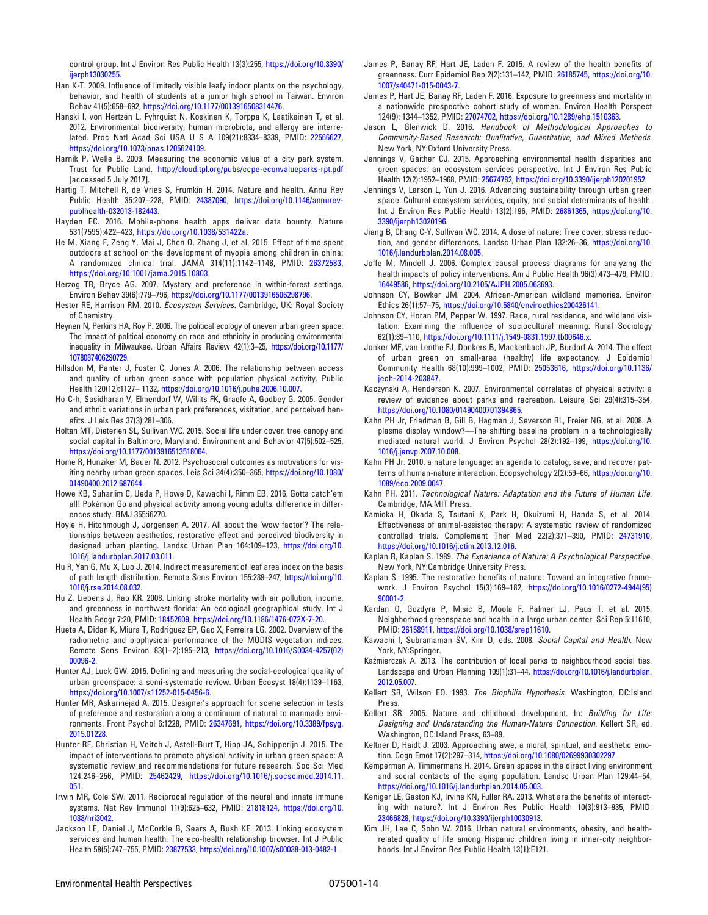control group. Int J Environ Res Public Health 13(3):255, https://doi.org/10.3390/ijerph13030255.

Han K-T. 2009. Influence of limitedly visible leafy indoor plants on the psychology, behavior, and health of students at a junior high school in Taiwan. Environ Behav 41(5):658–692, https://doi.org/10.1177/0013916508314476.

Hanski I, von Hertzen L, Fyhrquist N, Koskinen K, Torppa K, Laatikainen T, et al. 2012. Environmental biodiversity, human microbiota, and allergy are interrelated. Proc Natl Acad Sci USA U S A 109(21):8334–8339, PMID: 22566627, https://doi.org/10.1073/pnas.1205624109.

Harnik P, Welle B. 2009. Measuring the economic value of a city park system. Trust for Public Land. http://cloud.tpl.org/pubs/ccpe-econvalueparks-rpt.pdf [accessed 5 July 2017].

Hartig T, Mitchell R, de Vries S, Frumkin H. 2014. Nature and health. Annu Rev Public Health 35:207–228, PMID: 24387090, https://doi.org/10.1146/annurev-publhealth-032013-182443.

Hayden EC. 2016. Mobile-phone health apps deliver data bounty. Nature 531(7595):422–423, https://doi.org/10.1038/531422a.

He M, Xiang F, Zeng Y, Mai J, Chen Q, Zhang J, et al. 2015. Effect of time spent outdoors at school on the development of myopia among children in china: A randomized clinical trial. JAMA 314(11):1142–1148, PMID: 26372583, https://doi.org/10.1001/jama.2015.10803.

Herzog TR, Bryce AG. 2007. Mystery and preference in within-forest settings. Environ Behav 39(6):779–796, https://doi.org/10.1177/0013916506298796.

Hester RE, Harrison RM. 2010. *Ecosystem Services*. Cambridge, UK: Royal Society of Chemistry.

Heynen N, Perkins HA, Roy P. 2006. The political ecology of uneven urban green space: The impact of political economy on race and ethnicity in producing environmental inequality in Milwaukee. Urban Affairs Review 42(1):3–25, https://doi.org/10.1177/1078087406290729.

Hillsdon M, Panter J, Foster C, Jones A. 2006. The relationship between access and quality of urban green space with population physical activity. Public Health 120(12):1127– 1132, https://doi.org/10.1016/j.puhe.2006.10.007.

Ho C-h, Sasidharan V, Elmendorf W, Willits FK, Graefe A, Godbey G. 2005. Gender and ethnic variations in urban park preferences, visitation, and perceived benefits. J Leis Res 37(3):281–306.

Holtan MT, Dieterlen SL, Sullivan WC. 2015. Social life under cover: tree canopy and social capital in Baltimore, Maryland. Environment and Behavior 47(5):502–525, https://doi.org/10.1177/0013916513518064.

Home R, Hunziker M, Bauer N. 2012. Psychosocial outcomes as motivations for visiting nearby urban green spaces. Leis Sci 34(4):350–365, https://doi.org/10.1080/01490400.2012.687644.

Howe KB, Suharlim C, Ueda P, Howe D, Kawachi I, Rimm EB. 2016. Gotta catch'em all! Pokémon Go and physical activity among young adults: difference in differences study. BMJ 355:i6270.

Hoyle H, Hitchmough J, Jorgensen A. 2017. All about the 'wow factor'? The relationships between aesthetics, restorative effect and perceived biodiversity in designed urban planting. Landsc Urban Plan 164:109–123, https://doi.org/10.1016/j.landurbplan.2017.03.011.

Hu R, Yan G, Mu X, Luo J. 2014. Indirect measurement of leaf area index on the basis of path length distribution. Remote Sens Environ 155:239–247, https://doi.org/10.1016/j.rse.2014.08.032.

Hu Z, Liebens J, Rao KR. 2008. Linking stroke mortality with air pollution, income, and greenness in northwest florida: An ecological geographical study. Int J Health Geogr 7:20, PMID: 18452609, https://doi.org/10.1186/1476-072X-7-20.

Huete A, Didan K, Miura T, Rodriguez EP, Gao X, Ferreira LG. 2002. Overview of the radiometric and biophysical performance of the MODIS vegetation indices. Remote Sens Environ 83(1–2):195–213, https://doi.org/10.1016/S0034-4257(02)00096-2.

Hunter AJ, Luck GW. 2015. Defining and measuring the social-ecological quality of urban greenspace: a semi-systematic review. Urban Ecosyst 18(4):1139–1163, https://doi.org/10.1007/s11252-015-0456-6.

Hunter MR, Askarinejad A. 2015. Designer's approach for scene selection in tests of preference and restoration along a continuum of natural to manmade environments. Front Psychol 6:1228, PMID: 26347691, https://doi.org/10.3389/fpsyg.2015.01228.

Hunter RF, Christian H, Veitch J, Astell-Burt T, Hipp JA, Schipperijn J. 2015. The impact of interventions to promote physical activity in urban green space: A systematic review and recommendations for future research. Soc Sci Med 124:246–256, PMID: 25462429, https://doi.org/10.1016/j.socscimed.2014.11.051.

Irwin MR, Cole SW. 2011. Reciprocal regulation of the neural and innate immune systems. Nat Rev Immunol 11(9):625–632, PMID: 21818124, https://doi.org/10.1038/nri3042.

Jackson LE, Daniel J, McCorkle B, Sears A, Bush KF. 2013. Linking ecosystem services and human health: The eco-health relationship browser. Int J Public Health 58(5):747–755, PMID: 23877533, https://doi.org/10.1007/s00038-013-0482-1.

James P, Banay RF, Hart JE, Laden F. 2015. A review of the health benefits of greenness. Curr Epidemiol Rep 2(2):131–142, PMID: 26185745, https://doi.org/10.1007/s40471-015-0043-7.

James P, Hart JE, Banay RF, Laden F. 2016. Exposure to greenness and mortality in a nationwide prospective cohort study of women. Environ Health Perspect 124(9): 1344–1352, PMID: 27074702, https://doi.org/10.1289/ehp.1510363.

Jason L, Glenwick D. 2016. *Handbook of Methodological Approaches to Community-Based Research: Qualitative, Quantitative, and Mixed Methods*. New York, NY:Oxford University Press.

Jennings V, Gaither CJ. 2015. Approaching environmental health disparities and green spaces: an ecosystem services perspective. Int J Environ Res Public Health 12(2):1952–1968, PMID: 25674782, https://doi.org/10.3390/ijerph120201952.

Jennings V, Larson L, Yun J. 2016. Advancing sustainability through urban green space: Cultural ecosystem services, equity, and social determinants of health. Int J Environ Res Public Health 13(2):196, PMID: 26861365, https://doi.org/10.3390/ijerph13020196.

Jiang B, Chang C-Y, Sullivan WC. 2014. A dose of nature: Tree cover, stress reduction, and gender differences. Landsc Urban Plan 132:26–36, https://doi.org/10.1016/j.landurbplan.2014.08.005.

Joffe M, Mindell J. 2006. Complex causal process diagrams for analyzing the health impacts of policy interventions. Am J Public Health 96(3):473–479, PMID: 16449586, https://doi.org/10.2105/AJPH.2005.063693.

Johnson CY, Bowker JM. 2004. African-American wildland memories. Environ Ethics 26(1):57–75, https://doi.org/10.5840/enviroethics200426141.

Johnson CY, Horan PM, Pepper W. 1997. Race, rural residence, and wildland visitation: Examining the influence of sociocultural meaning. Rural Sociology 62(1):89–110, https://doi.org/10.1111/j.1549-0831.1997.tb00646.x.

Jonker MF, van Lenthe FJ, Donkers B, Mackenbach JP, Burdorf A. 2014. The effect of urban green on small-area (healthy) life expectancy. J Epidemiol Community Health 68(10):999–1002, PMID: 25053616, https://doi.org/10.1136/jech-2014-203847.

Kaczynski A, Henderson K. 2007. Environmental correlates of physical activity: a review of evidence about parks and recreation. Leisure Sci 29(4):315–354, https://doi.org/10.1080/01490400701394865.

Kahn PH Jr, Friedman B, Gill B, Hagman J, Severson RL, Freier NG, et al. 2008. A plasma display window?—The shifting baseline problem in a technologically mediated natural world. J Environ Psychol 28(2):192–199, https://doi.org/10.1016/j.jenvp.2007.10.008.

Kahn PH Jr. 2010. a nature language: an agenda to catalog, save, and recover patterns of human-nature interaction. Ecopsychology 2(2):59–66, https://doi.org/10.1089/eco.2009.0047.

Kahn PH. 2011. *Technological Nature: Adaptation and the Future of Human Life*. Cambridge, MA:MIT Press.

Kamioka H, Okada S, Tsutani K, Park H, Okuizumi H, Handa S, et al. 2014. Effectiveness of animal-assisted therapy: A systematic review of randomized controlled trials. Complement Ther Med 22(2):371–390, PMID: 24731910, https://doi.org/10.1016/j.ctim.2013.12.016.

Kaplan R, Kaplan S. 1989. *The Experience of Nature: A Psychological Perspective*. New York, NY:Cambridge University Press.

Kaplan S. 1995. The restorative benefits of nature: Toward an integrative framework. J Environ Psychol 15(3):169–182, https://doi.org/10.1016/0272-4944(95)90001-2.

Kardan O, Gozdyra P, Misic B, Moola F, Palmer LJ, Paus T, et al. 2015. Neighborhood greenspace and health in a large urban center. Sci Rep 5:11610, PMID: 26158911, https://doi.org/10.1038/srep11610.

Kawachi I, Subramanian SV, Kim D, eds. 2008. *Social Capital and Health*. New York, NY:Springer.

Kaźmierczak A. 2013. The contribution of local parks to neighbourhood social ties. Landscape and Urban Planning 109(1):31–44, https://doi.org/10.1016/j.landurbplan.2012.05.007.

Kellert SR, Wilson EO. 1993. *The Biophilia Hypothesis*. Washington, DC:Island Press.

Kellert SR. 2005. Nature and childhood development. In: *Building for Life: Designing and Understanding the Human-Nature Connection*. Kellert SR, ed. Washington, DC:Island Press, 63–89.

Keltner D, Haidt J. 2003. Approaching awe, a moral, spiritual, and aesthetic emotion. Cogn Emot 17(2):297–314, https://doi.org/10.1080/02699930302297.

Kemperman A, Timmermans H. 2014. Green spaces in the direct living environment and social contacts of the aging population. Landsc Urban Plan 129:44–54, https://doi.org/10.1016/j.landurbplan.2014.05.003.

Keniger LE, Gaston KJ, Irvine KN, Fuller RA. 2013. What are the benefits of interacting with nature?. Int J Environ Res Public Health 10(3):913–935, PMID: 23466828, https://doi.org/10.3390/ijerph10030913.

Kim JH, Lee C, Sohn W. 2016. Urban natural environments, obesity, and health-related quality of life among Hispanic children living in inner-city neighborhoods. Int J Environ Res Public Health 13(1):E121.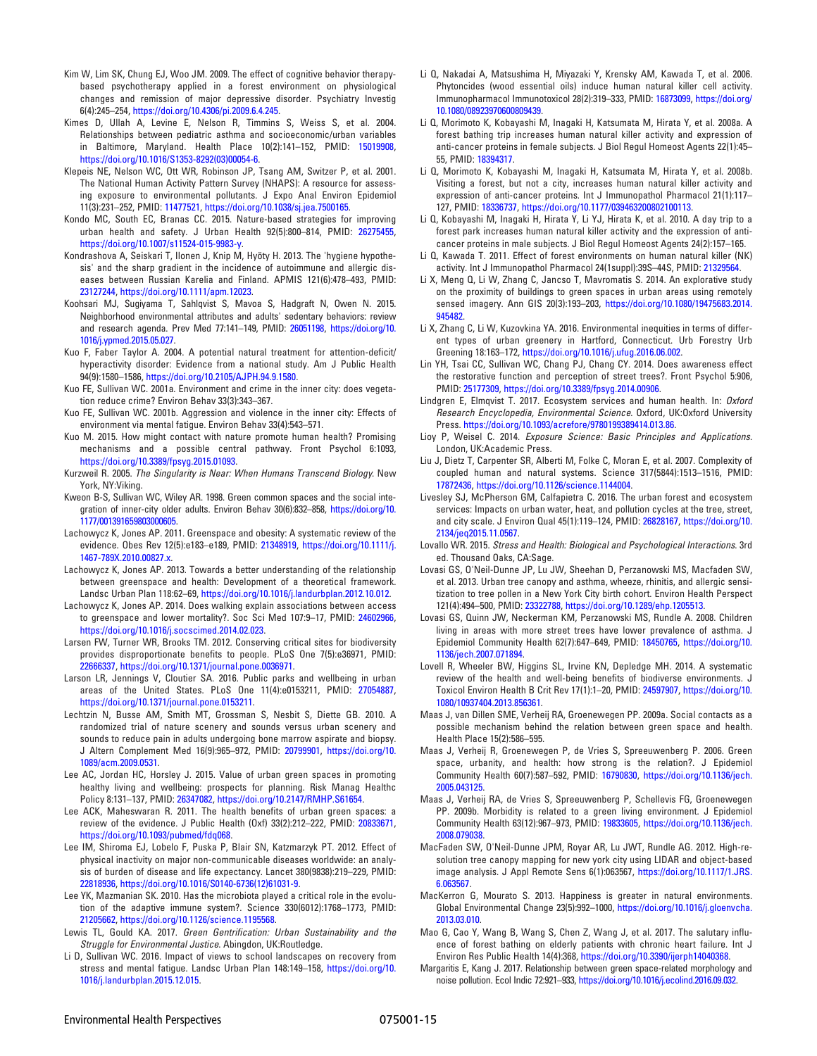Kim W, Lim SK, Chung EJ, Woo JM. 2009. The effect of cognitive behavior therapy-based psychotherapy applied in a forest environment on physiological changes and remission of major depressive disorder. Psychiatry Investig 6(4):245–254, https://doi.org/10.4306/pi.2009.6.4.245.

Kimes D, Ullah A, Levine E, Nelson R, Timmins S, Weiss S, et al. 2004. Relationships between pediatric asthma and socioeconomic/urban variables in Baltimore, Maryland. Health Place 10(2):141–152, PMID: 15019908, https://doi.org/10.1016/S1353-8292(03)00054-6.

Klepeis NE, Nelson WC, Ott WR, Robinson JP, Tsang AM, Switzer P, et al. 2001. The National Human Activity Pattern Survey (NHAPS): A resource for assessing exposure to environmental pollutants. J Expo Anal Environ Epidemiol 11(3):231–252, PMID: 11477521, https://doi.org/10.1038/sj.jea.7500165.

Kondo MC, South EC, Branas CC. 2015. Nature-based strategies for improving urban health and safety. J Urban Health 92(5):800–814, PMID: 26275455, https://doi.org/10.1007/s11524-015-9983-y.

Kondrashova A, Seiskari T, Ilonen J, Knip M, Hyöty H. 2013. The 'hygiene hypothesis' and the sharp gradient in the incidence of autoimmune and allergic diseases between Russian Karelia and Finland. APMIS 121(6):478–493, PMID: 23127244, https://doi.org/10.1111/apm.12023.

Koohsari MJ, Sugiyama T, Sahlqvist S, Mavoa S, Hadgraft N, Owen N. 2015. Neighborhood environmental attributes and adults' sedentary behaviors: review and research agenda. Prev Med 77:141–149, PMID: 26051198, https://doi.org/10.1016/j.ypmed.2015.05.027.

Kuo F, Faber Taylor A. 2004. A potential natural treatment for attention-deficit/hyperactivity disorder: Evidence from a national study. Am J Public Health 94(9):1580–1586, https://doi.org/10.2105/AJPH.94.9.1580.

Kuo FE, Sullivan WC. 2001a. Environment and crime in the inner city: does vegetation reduce crime? Environ Behav 33(3):343–367.

Kuo FE, Sullivan WC. 2001b. Aggression and violence in the inner city: Effects of environment via mental fatigue. Environ Behav 33(4):543–571.

Kuo M. 2015. How might contact with nature promote human health? Promising mechanisms and a possible central pathway. Front Psychol 6:1093, https://doi.org/10.3389/fpsyg.2015.01093.

Kurzweil R. 2005. *The Singularity is Near: When Humans Transcend Biology*. New York, NY:Viking.

Kweon B-S, Sullivan WC, Wiley AR. 1998. Green common spaces and the social integration of inner-city older adults. Environ Behav 30(6):832–858, https://doi.org/10.1177/001391659803000605.

Lachowycz K, Jones AP. 2011. Greenspace and obesity: A systematic review of the evidence. Obes Rev 12(5):e183–e189, PMID: 21348919, https://doi.org/10.1111/j.1467-789X.2010.00827.x.

Lachowycz K, Jones AP. 2013. Towards a better understanding of the relationship between greenspace and health: Development of a theoretical framework. Landsc Urban Plan 118:62–69, https://doi.org/10.1016/j.landurbplan.2012.10.012.

Lachowycz K, Jones AP. 2014. Does walking explain associations between access to greenspace and lower mortality? Soc Sci Med 107:9–17, PMID: 24602966, https://doi.org/10.1016/j.socscimed.2014.02.023.

Larsen FW, Turner WR, Brooks TM. 2012. Conserving critical sites for biodiversity provides disproportionate benefits to people. PLoS One 7(5):e36971, PMID: 22666337, https://doi.org/10.1371/journal.pone.0036971.

Larson LR, Jennings V, Cloutier SA. 2016. Public parks and wellbeing in urban areas of the United States. PLoS One 11(4):e0153211, PMID: 27054887, https://doi.org/10.1371/journal.pone.0153211.

Lechtzin N, Busse AM, Smith MT, Grossman S, Nesbit S, Diette GB. 2010. A randomized trial of nature scenery and sounds versus urban scenery and sounds to reduce pain in adults undergoing bone marrow aspirate and biopsy. J Altern Complement Med 16(9):965–972, PMID: 20799901, https://doi.org/10.1089/acm.2009.0531.

Lee AC, Jordan HC, Horsley J. 2015. Value of urban green spaces in promoting healthy living and wellbeing: prospects for planning. Risk Manag Healthc Policy 8:131–137, PMID: 26347082, https://doi.org/10.2147/RMHP.S61654.

Lee ACK, Maheswaran R. 2011. The health benefits of urban green spaces: a review of the evidence. J Public Health (Oxf) 33(2):212–222, PMID: 20833671, https://doi.org/10.1093/pubmed/fdq068.

Lee IM, Shiroma EJ, Lobelo F, Puska P, Blair SN, Katzmarzyk PT. 2012. Effect of physical inactivity on major non-communicable diseases worldwide: an analysis of burden of disease and life expectancy. Lancet 380(9838):219–229, PMID: 22818936, https://doi.org/10.1016/S0140-6736(12)61031-9.

Lee YK, Mazmanian SK. 2010. Has the microbiota played a critical role in the evolution of the adaptive immune system?. Science 330(6012):1768–1773, PMID: 21205662, https://doi.org/10.1126/science.1195568.

Lewis TL, Gould KA. 2017. *Green Gentrification: Urban Sustainability and the Struggle for Environmental Justice*. Abingdon, UK:Routledge.

Li D, Sullivan WC. 2016. Impact of views to school landscapes on recovery from stress and mental fatigue. Landsc Urban Plan 148:149–158, https://doi.org/10.1016/j.landurbplan.2015.12.015.

Li Q, Nakadai A, Matsushima H, Miyazaki Y, Krensky AM, Kawada T, et al. 2006. Phytoncides (wood essential oils) induce human natural killer cell activity. Immunopharmacol Immunotoxicol 28(2):319–333, PMID: 16873099, https://doi.org/10.1080/08923970600809439.

Li Q, Morimoto K, Kobayashi M, Inagaki H, Katsumata M, Hirata Y, et al. 2008a. A forest bathing trip increases human natural killer activity and expression of anti-cancer proteins in female subjects. J Biol Regul Homeost Agents 22(1):45–55, PMID: 18394317.

Li Q, Morimoto K, Kobayashi M, Inagaki H, Katsumata M, Hirata Y, et al. 2008b. Visiting a forest, but not a city, increases human natural killer activity and expression of anti-cancer proteins. Int J Immunopathol Pharmacol 21(1):117–127, PMID: 18336737, https://doi.org/10.1177/039463200802100113.

Li Q, Kobayashi M, Inagaki H, Hirata Y, Li YJ, Hirata K, et al. 2010. A day trip to a forest park increases human natural killer activity and the expression of anti-cancer proteins in male subjects. J Biol Regul Homeost Agents 24(2):157–165.

Li Q, Kawada T. 2011. Effect of forest environments on human natural killer (NK) activity. Int J Immunopathol Pharmacol 24(1suppl):39S–44S, PMID: 21329564.

Li X, Meng Q, Li W, Zhang C, Jancso T, Mavromatis S. 2014. An explorative study on the proximity of buildings to green spaces in urban areas using remotely sensed imagery. Ann GIS 20(3):193–203, https://doi.org/10.1080/19475683.2014.945482.

Li X, Zhang C, Li W, Kuzovkina YA. 2016. Environmental inequities in terms of different types of urban greenery in Hartford, Connecticut. Urb Forestry Urb Greening 18:163–172, https://doi.org/10.1016/j.ufug.2016.06.002.

Lin YH, Tsai CC, Sullivan WC, Chang PJ, Chang CY. 2014. Does awareness effect the restorative function and perception of street trees?. Front Psychol 5:906, PMID: 25177309, https://doi.org/10.3389/fpsyg.2014.00906.

Lindgren E, Elmqvist T. 2017. Ecosystem services and human health. In: *Oxford Research Encyclopedia, Environmental Science*. Oxford, UK:Oxford University Press. https://doi.org/10.1093/acrefore/9780199389414.013.86.

Lioy P, Weisel C. 2014. *Exposure Science: Basic Principles and Applications*. London, UK:Academic Press.

Liu J, Dietz T, Carpenter SR, Alberti M, Folke C, Moran E, et al. 2007. Complexity of coupled human and natural systems. Science 317(5844):1513–1516, PMID: 17872436, https://doi.org/10.1126/science.1144004.

Livesley SJ, McPherson GM, Calfapietra C. 2016. The urban forest and ecosystem services: Impacts on urban water, heat, and pollution cycles at the tree, street, and city scale. J Environ Qual 45(1):119–124, PMID: 26828167, https://doi.org/10.2134/jeq2015.11.0567.

Lovallo WR. 2015. *Stress and Health: Biological and Psychological Interactions*. 3rd ed. Thousand Oaks, CA:Sage.

Lovasi GS, O'Neil-Dunne JP, Lu JW, Sheehan D, Perzanowski MS, Macfaden SW, et al. 2013. Urban tree canopy and asthma, wheeze, rhinitis, and allergic sensitization to tree pollen in a New York City birth cohort. Environ Health Perspect 121(4):494–500, PMID: 23322788, https://doi.org/10.1289/ehp.1205513.

Lovasi GS, Quinn JW, Neckerman KM, Perzanowski MS, Rundle A. 2008. Children living in areas with more street trees have lower prevalence of asthma. J Epidemiol Community Health 62(7):647–649, PMID: 18450765, https://doi.org/10.1136/jech.2007.071894.

Lovell R, Wheeler BW, Higgins SL, Irvine KN, Depledge MH. 2014. A systematic review of the health and well-being benefits of biodiverse environments. J Toxicol Environ Health B Crit Rev 17(1):1–20, PMID: 24597907, https://doi.org/10.1080/10937404.2013.856361.

Maas J, van Dillen SME, Verheij RA, Groenewegen PP. 2009a. Social contacts as a possible mechanism behind the relation between green space and health. Health Place 15(2):586–595.

Maas J, Verheij R, Groenewegen P, de Vries S, Spreeuwenberg P. 2006. Green space, urbanity, and health: how strong is the relation?. J Epidemiol Community Health 60(7):587–592, PMID: 16790830, https://doi.org/10.1136/jech.2005.043125.

Maas J, Verheij RA, de Vries S, Spreeuwenberg P, Schellevis FG, Groenewegen PP. 2009b. Morbidity is related to a green living environment. J Epidemiol Community Health 63(12):967–973, PMID: 19833605, https://doi.org/10.1136/jech.2008.079038.

MacFaden SW, O'Neil-Dunne JPM, Royar AR, Lu JWT, Rundle AG. 2012. High-resolution tree canopy mapping for new york city using LIDAR and object-based image analysis. J Appl Remote Sens 6(1):063567, https://doi.org/10.1117/1.JRS.6.063567.

MacKerron G, Mourato S. 2013. Happiness is greater in natural environments. Global Environmental Change 23(5):992–1000, https://doi.org/10.1016/j.gloenvcha.2013.03.010.

Mao G, Cao Y, Wang B, Wang S, Chen Z, Wang J, et al. 2017. The salutary influence of forest bathing on elderly patients with chronic heart failure. Int J Environ Res Public Health 14(4):368, https://doi.org/10.3390/ijerph14040368.

Margaritis E, Kang J. 2017. Relationship between green space-related morphology and noise pollution. Ecol Indic 72:921–933, https://doi.org/10.1016/j.ecolind.2016.09.032.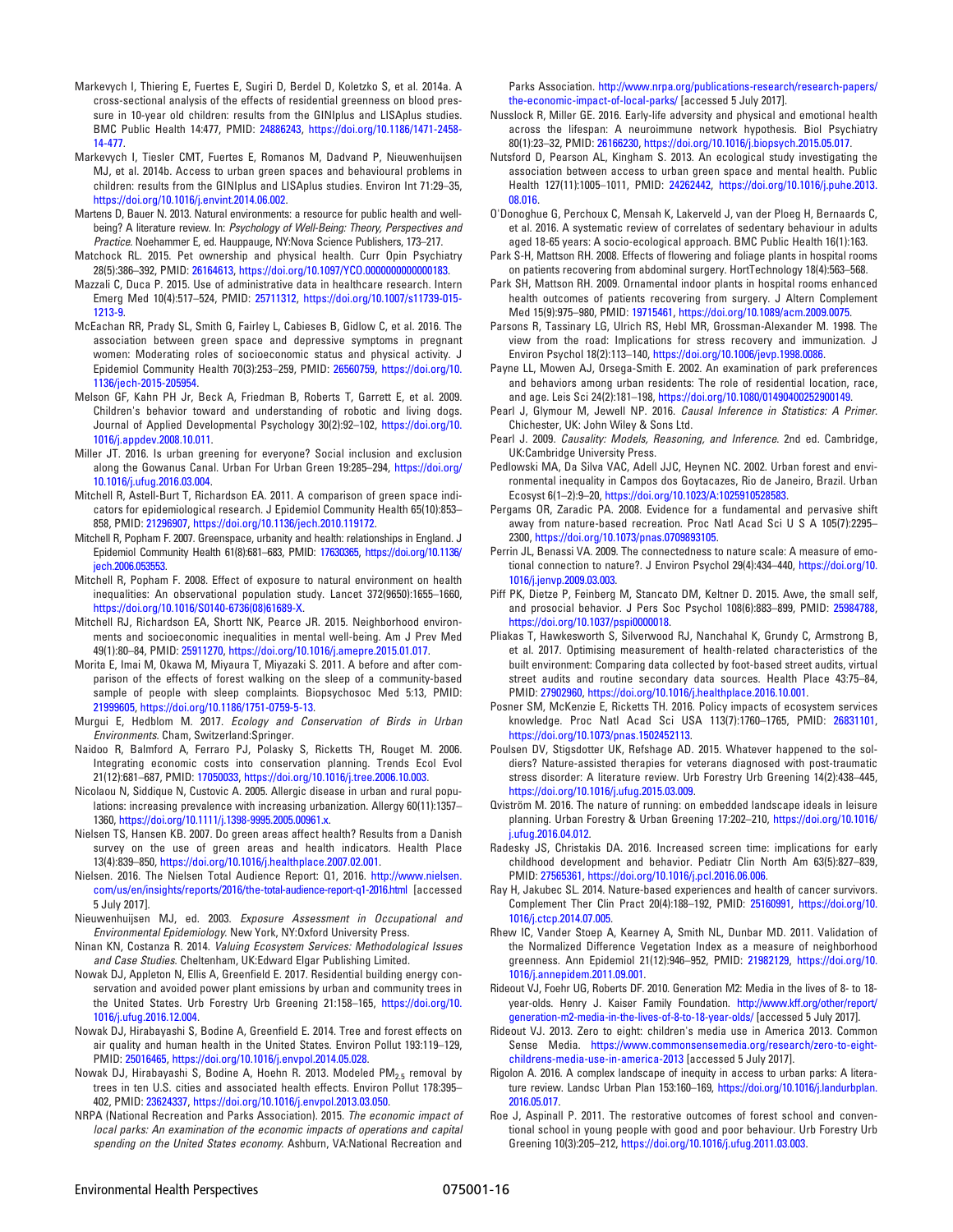Markevych I, Thiering E, Fuertes E, Sugiri D, Berdel D, Koletzko S, et al. 2014a. A cross-sectional analysis of the effects of residential greenness on blood pressure in 10-year old children: results from the GINIplus and LISAplus studies. BMC Public Health 14:477, PMID: 24886243, https://doi.org/10.1186/1471-2458-14-477.

Markevych I, Tiesler CMT, Fuertes E, Romanos M, Dadvand P, Nieuwenhuijsen MJ, et al. 2014b. Access to urban green spaces and behavioural problems in children: results from the GINIplus and LISAplus studies. Environ Int 71:29–35, https://doi.org/10.1016/j.envint.2014.06.002.

Martens D, Bauer N. 2013. Natural environments: a resource for public health and well-being? A literature review. In: *Psychology of Well-Being: Theory, Perspectives and Practice*. Noehammer E, ed. Hauppauge, NY:Nova Science Publishers, 173–217.

Matchock RL. 2015. Pet ownership and physical health. Curr Opin Psychiatry 28(5):386–392, PMID: 26164613, https://doi.org/10.1097/YCO.0000000000000183.

Mazzali C, Duca P. 2015. Use of administrative data in healthcare research. Intern Emerg Med 10(4):517–524, PMID: 25711312, https://doi.org/10.1007/s11739-015-1213-9.

McEachan RR, Prady SL, Smith G, Fairley L, Cabieses B, Gidlow C, et al. 2016. The association between green space and depressive symptoms in pregnant women: Moderating roles of socioeconomic status and physical activity. J Epidemiol Community Health 70(3):253–259, PMID: 26560759, https://doi.org/10.1136/jech-2015-205954.

Melson GF, Kahn PH Jr, Beck A, Friedman B, Roberts T, Garrett E, et al. 2009. Children's behavior toward and understanding of robotic and living dogs. Journal of Applied Developmental Psychology 30(2):92–102, https://doi.org/10.1016/j.appdev.2008.10.011.

Miller JT. 2016. Is urban greening for everyone? Social inclusion and exclusion along the Gowanus Canal. Urban For Urban Green 19:285–294, https://doi.org/10.1016/j.ufug.2016.03.004.

Mitchell R, Astell-Burt T, Richardson EA. 2011. A comparison of green space indicators for epidemiological research. J Epidemiol Community Health 65(10):853–858, PMID: 21296907, https://doi.org/10.1136/jech.2010.119172.

Mitchell R, Popham F. 2007. Greenspace, urbanity and health: relationships in England. J Epidemiol Community Health 61(8):681–683, PMID: 17630365, https://doi.org/10.1136/jech.2006.053553.

Mitchell R, Popham F. 2008. Effect of exposure to natural environment on health inequalities: An observational population study. Lancet 372(9650):1655–1660, https://doi.org/10.1016/S0140-6736(08)61689-X.

Mitchell RJ, Richardson EA, Shortt NK, Pearce JR. 2015. Neighborhood environments and socioeconomic inequalities in mental well-being. Am J Prev Med 49(1):80–84, PMID: 25911270, https://doi.org/10.1016/j.amepre.2015.01.017.

Morita E, Imai M, Okawa M, Miyaura T, Miyazaki S. 2011. A before and after comparison of the effects of forest walking on the sleep of a community-based sample of people with sleep complaints. Biopsychosoc Med 5:13, PMID: 21999605, https://doi.org/10.1186/1751-0759-5-13.

Murgui E, Hedblom M. 2017. *Ecology and Conservation of Birds in Urban Environments*. Cham, Switzerland:Springer.

Naidoo R, Balmford A, Ferraro PJ, Polasky S, Ricketts TH, Rouget M. 2006. Integrating economic costs into conservation planning. Trends Ecol Evol 21(12):681–687, PMID: 17050033, https://doi.org/10.1016/j.tree.2006.10.003.

Nicolaou N, Siddique N, Custovic A. 2005. Allergic disease in urban and rural populations: increasing prevalence with increasing urbanization. Allergy 60(11):1357–1360, https://doi.org/10.1111/j.1398-9995.2005.00961.x.

Nielsen TS, Hansen KB. 2007. Do green areas affect health? Results from a Danish survey on the use of green areas and health indicators. Health Place 13(4):839–850, https://doi.org/10.1016/j.healthplace.2007.02.001.

Nielsen. 2016. The Nielsen Total Audience Report: Q1, 2016. http://www.nielsen.com/us/en/insights/reports/2016/the-total-audience-report-q1-2016.html [accessed 5 July 2017].

Nieuwenhuijsen MJ, ed. 2003. *Exposure Assessment in Occupational and Environmental Epidemiology*. New York, NY:Oxford University Press.

Ninan KN, Costanza R. 2014. *Valuing Ecosystem Services: Methodological Issues and Case Studies*. Cheltenham, UK:Edward Elgar Publishing Limited.

Nowak DJ, Appleton N, Ellis A, Greenfield E. 2017. Residential building energy conservation and avoided power plant emissions by urban and community trees in the United States. Urb Forestry Urb Greening 21:158–165, https://doi.org/10.1016/j.ufug.2016.12.004.

Nowak DJ, Hirabayashi S, Bodine A, Greenfield E. 2014. Tree and forest effects on air quality and human health in the United States. Environ Pollut 193:119–129, PMID: 25016465, https://doi.org/10.1016/j.envpol.2014.05.028.

Nowak DJ, Hirabayashi S, Bodine A, Hoehn R. 2013. Modeled $PM_{2.5}$ removal by trees in ten U.S. cities and associated health effects. Environ Pollut 178:395–402, PMID: 23624337, https://doi.org/10.1016/j.envpol.2013.03.050.

NRPA (National Recreation and Parks Association). 2015. *The economic impact of local parks: An examination of the economic impacts of operations and capital spending on the United States economy*. Ashburn, VA:National Recreation and Parks Association. http://www.nrpa.org/publications-research/research-papers/the-economic-impact-of-local-parks/ [accessed 5 July 2017].

Nusslock R, Miller GE. 2016. Early-life adversity and physical and emotional health across the lifespan: A neuroimmune network hypothesis. Biol Psychiatry 80(1):23–32, PMID: 26166230, https://doi.org/10.1016/j.biopsych.2015.05.017.

Nutsford D, Pearson AL, Kingham S. 2013. An ecological study investigating the association between access to urban green space and mental health. Public Health 127(11):1005–1011, PMID: 24262442, https://doi.org/10.1016/j.puhe.2013.08.016.

O'Donoghue G, Perchoux C, Mensah K, Lakerveld J, van der Ploeg H, Bernaards C, et al. 2016. A systematic review of correlates of sedentary behaviour in adults aged 18-65 years: A socio-ecological approach. BMC Public Health 16(1):163.

Park S-H, Mattson RH. 2008. Effects of flowering and foliage plants in hospital rooms on patients recovering from abdominal surgery. HortTechnology 18(4):563–568.

Park SH, Mattson RH. 2009. Ornamental indoor plants in hospital rooms enhanced health outcomes of patients recovering from surgery. J Altern Complement Med 15(9):975–980, PMID: 19715461, https://doi.org/10.1089/acm.2009.0075.

Parsons R, Tassinary LG, Ulrich RS, Hebl MR, Grossman-Alexander M. 1998. The view from the road: Implications for stress recovery and immunization. J Environ Psychol 18(2):113–140, https://doi.org/10.1006/jevp.1998.0086.

Payne LL, Mowen AJ, Orsega-Smith E. 2002. An examination of park preferences and behaviors among urban residents: The role of residential location, race, and age. Leis Sci 24(2):181–198, https://doi.org/10.1080/01490400252900149.

Pearl J, Glymour M, Jewell NP. 2016. *Causal Inference in Statistics: A Primer*. Chichester, UK: John Wiley & Sons Ltd.

Pearl J. 2009. *Causality: Models, Reasoning, and Inference*. 2nd ed. Cambridge, UK:Cambridge University Press.

Pedlowski MA, Da Silva VAC, Adell JJC, Heynen NC. 2002. Urban forest and environmental inequality in Campos dos Goytacazes, Rio de Janeiro, Brazil. Urban Ecosyst 6(1–2):9–20, https://doi.org/10.1023/A:1025910528583.

Pergams OR, Zaradic PA. 2008. Evidence for a fundamental and pervasive shift away from nature-based recreation. Proc Natl Acad Sci U S A 105(7):2295–2300, https://doi.org/10.1073/pnas.0709893105.

Perrin JL, Benassi VA. 2009. The connectedness to nature scale: A measure of emotional connection to nature?. J Environ Psychol 29(4):434–440, https://doi.org/10.1016/j.jenvp.2009.03.003.

Piff PK, Dietze P, Feinberg M, Stancato DM, Keltner D. 2015. Awe, the small self, and prosocial behavior. J Pers Soc Psychol 108(6):883–899, PMID: 25984788, https://doi.org/10.1037/pspi0000018.

Pliakas T, Hawkesworth S, Silverwood RJ, Nanchahal K, Grundy C, Armstrong B, et al. 2017. Optimising measurement of health-related characteristics of the built environment: Comparing data collected by foot-based street audits, virtual street audits and routine secondary data sources. Health Place 43:75–84, PMID: 27902960, https://doi.org/10.1016/j.healthplace.2016.10.001.

Posner SM, McKenzie E, Ricketts TH. 2016. Policy impacts of ecosystem services knowledge. Proc Natl Acad Sci USA 113(7):1760–1765, PMID: 26831101, https://doi.org/10.1073/pnas.1502452113.

Poulsen DV, Stigsdotter UK, Refshage AD. 2015. Whatever happened to the soldiers? Nature-assisted therapies for veterans diagnosed with post-traumatic stress disorder: A literature review. Urb Forestry Urb Greening 14(2):438–445, https://doi.org/10.1016/j.ufug.2015.03.009.

Qviström M. 2016. The nature of running: on embedded landscape ideals in leisure planning. Urban Forestry & Urban Greening 17:202–210, https://doi.org/10.1016/j.ufug.2016.04.012.

Radesky JS, Christakis DA. 2016. Increased screen time: implications for early childhood development and behavior. Pediatr Clin North Am 63(5):827–839, PMID: 27565361, https://doi.org/10.1016/j.pcl.2016.06.006.

Ray H, Jakubec SL. 2014. Nature-based experiences and health of cancer survivors. Complement Ther Clin Pract 20(4):188–192, PMID: 25160991, https://doi.org/10.1016/j.ctcp.2014.07.005.

Rhew IC, Vander Stoep A, Kearney A, Smith NL, Dunbar MD. 2011. Validation of the Normalized Difference Vegetation Index as a measure of neighborhood greenness. Ann Epidemiol 21(12):946–952, PMID: 21982129, https://doi.org/10.1016/j.annepidem.2011.09.001.

Rideout VJ, Foehr UG, Roberts DF. 2010. Generation M2: Media in the lives of 8- to 18-year-olds. Henry J. Kaiser Family Foundation. http://www.kff.org/other/report/generation-m2-media-in-the-lives-of-8-to-18-year-olds/ [accessed 5 July 2017].

Rideout VJ. 2013. Zero to eight: children's media use in America 2013. Common Sense Media. https://www.commonsensemedia.org/research/zero-to-eight-childrens-media-use-in-america-2013 [accessed 5 July 2017].

Rigolon A. 2016. A complex landscape of inequity in access to urban parks: A literature review. Landsc Urban Plan 153:160–169, https://doi.org/10.1016/j.landurbplan.2016.05.017.

Roe J, Aspinall P. 2011. The restorative outcomes of forest school and conventional school in young people with good and poor behaviour. Urb Forestry Urb Greening 10(3):205–212, https://doi.org/10.1016/j.ufug.2011.03.003.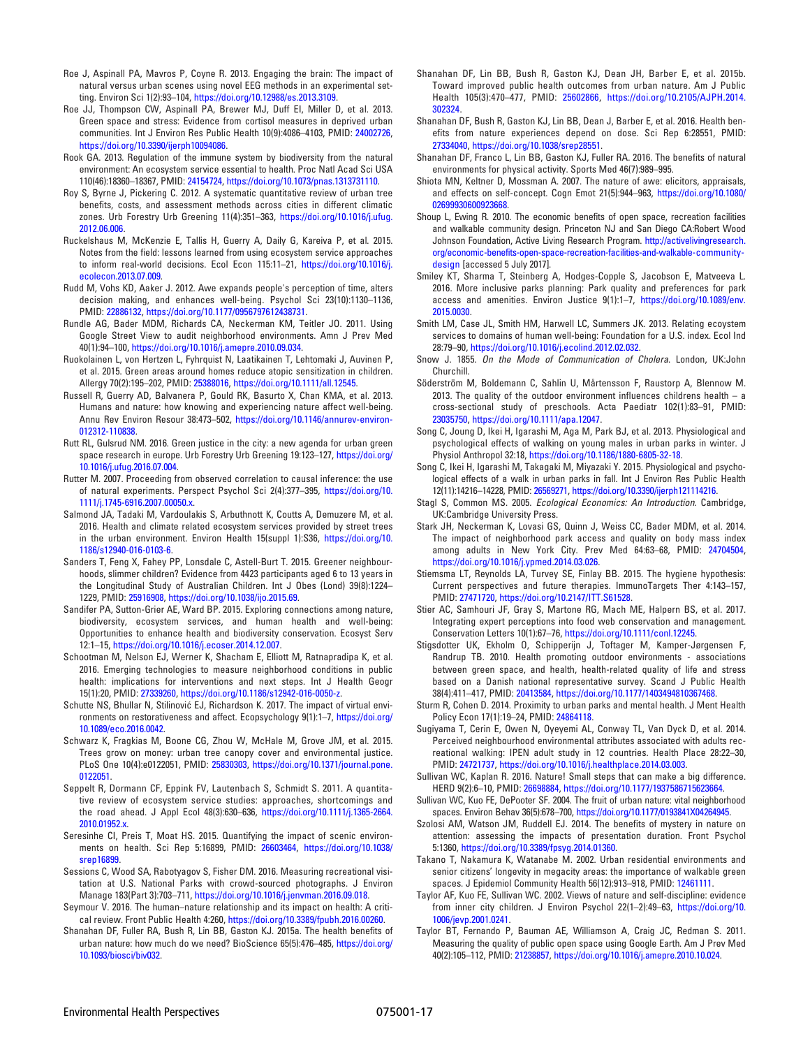Roe J, Aspinall PA, Mavros P, Coyne R. 2013. Engaging the brain: The impact of natural versus urban scenes using novel EEG methods in an experimental setting. Environ Sci 1(2):93–104, https://doi.org/10.12988/es.2013.3109.

Roe JJ, Thompson CW, Aspinall PA, Brewer MJ, Duff EI, Miller D, et al. 2013. Green space and stress: Evidence from cortisol measures in deprived urban communities. Int J Environ Res Public Health 10(9):4086–4103, PMID: 24002726, https://doi.org/10.3390/ijerph10094086.

Rook GA. 2013. Regulation of the immune system by biodiversity from the natural environment: An ecosystem service essential to health. Proc Natl Acad Sci USA 110(46):18360–18367, PMID: 24154724, https://doi.org/10.1073/pnas.1313731110.

Roy S, Byrne J, Pickering C. 2012. A systematic quantitative review of urban tree benefits, costs, and assessment methods across cities in different climatic zones. Urb Forestry Urb Greening 11(4):351–363, https://doi.org/10.1016/j.ufug.2012.06.006.

Ruckelshaus M, McKenzie E, Tallis H, Guerry A, Daily G, Kareiva P, et al. 2015. Notes from the field: lessons learned from using ecosystem service approaches to inform real-world decisions. Ecol Econ 115:11–21, https://doi.org/10.1016/j.ecolecon.2013.07.009.

Rudd M, Vohs KD, Aaker J. 2012. Awe expands people's perception of time, alters decision making, and enhances well-being. Psychol Sci 23(10):1130–1136, PMID: 22886132, https://doi.org/10.1177/0956797612438731.

Rundle AG, Bader MDM, Richards CA, Neckerman KM, Teitler JO. 2011. Using Google Street View to audit neighborhood environments. Amn J Prev Med 40(1):94–100, https://doi.org/10.1016/j.amepre.2010.09.034.

Ruokolainen L, von Hertzen L, Fyhrquist N, Laatikainen T, Lehtomaki J, Auvinen P, et al. 2015. Green areas around homes reduce atopic sensitization in children. Allergy 70(2):195–202, PMID: 25388016, https://doi.org/10.1111/all.12545.

Russell R, Guerry AD, Balvanera P, Gould RK, Basurto X, Chan KMA, et al. 2013. Humans and nature: how knowing and experiencing nature affect well-being. Annu Rev Environ Resour 38:473–502, https://doi.org/10.1146/annurev-environ-012312-110838.

Rutt RL, Gulsrud NM. 2016. Green justice in the city: a new agenda for urban green space research in europe. Urb Forestry Urb Greening 19:123–127, https://doi.org/10.1016/j.ufug.2016.07.004.

Rutter M. 2007. Proceeding from observed correlation to causal inference: the use of natural experiments. Perspect Psychol Sci 2(4):377–395, https://doi.org/10.1111/j.1745-6916.2007.00050.x.

Salmond JA, Tadaki M, Vardoulakis S, Arbuthnott K, Coutts A, Demuzere M, et al. 2016. Health and climate related ecosystem services provided by street trees in the urban environment. Environ Health 15(suppl 1):S36, https://doi.org/10.1186/s12940-016-0103-6.

Sanders T, Feng X, Fahey PP, Lonsdale C, Astell-Burt T. 2015. Greener neighbourhoods, slimmer children? Evidence from 4423 participants aged 6 to 13 years in the Longitudinal Study of Australian Children. Int J Obes (Lond) 39(8):1224–1229, PMID: 25916908, https://doi.org/10.1038/ijo.2015.69.

Sandifer PA, Sutton-Grier AE, Ward BP. 2015. Exploring connections among nature, biodiversity, ecosystem services, and human health and well-being: Opportunities to enhance health and biodiversity conservation. Ecosyst Serv 12:1–15, https://doi.org/10.1016/j.ecoser.2014.12.007.

Schootman M, Nelson EJ, Werner K, Shacham E, Elliott M, Ratnapradipa K, et al. 2016. Emerging technologies to measure neighborhood conditions in public health: implications for interventions and next steps. Int J Health Geogr 15(1):20, PMID: 27339260, https://doi.org/10.1186/s12942-016-0050-z.

Schutte NS, Bhullar N, Stilinović EJ, Richardson K. 2017. The impact of virtual environments on restorativeness and affect. Ecopsychology 9(1):1–7, https://doi.org/10.1089/eco.2016.0042.

Schwarz K, Fragkias M, Boone CG, Zhou W, McHale M, Grove JM, et al. 2015. Trees grow on money: urban tree canopy cover and environmental justice. PLoS One 10(4):e0122051, PMID: 25830303, https://doi.org/10.1371/journal.pone.0122051.

Seppelt R, Dormann CF, Eppink FV, Lautenbach S, Schmidt S. 2011. A quantitative review of ecosystem service studies: approaches, shortcomings and the road ahead. J Appl Ecol 48(3):630–636, https://doi.org/10.1111/j.1365-2664.2010.01952.x.

Seresinhe CI, Preis T, Moat HS. 2015. Quantifying the impact of scenic environments on health. Sci Rep 5:16899, PMID: 26603464, https://doi.org/10.1038/srep16899.

Sessions C, Wood SA, Rabotyagov S, Fisher DM. 2016. Measuring recreational visitation at U.S. National Parks with crowd-sourced photographs. J Environ Manage 183(Part 3):703–711, https://doi.org/10.1016/j.jenvman.2016.09.018.

Seymour V. 2016. The human–nature relationship and its impact on health: A critical review. Front Public Health 4:260, https://doi.org/10.3389/fpubh.2016.00260.

Shanahan DF, Fuller RA, Bush R, Lin BB, Gaston KJ. 2015a. The health benefits of urban nature: how much do we need? BioScience 65(5):476–485, https://doi.org/10.1093/biosci/biv032.

Shanahan DF, Lin BB, Bush R, Gaston KJ, Dean JH, Barber E, et al. 2015b. Toward improved public health outcomes from urban nature. Am J Public Health 105(3):470–477, PMID: 25602866, https://doi.org/10.2105/AJPH.2014.302324.

Shanahan DF, Bush R, Gaston KJ, Lin BB, Dean J, Barber E, et al. 2016. Health benefits from nature experiences depend on dose. Sci Rep 6:28551, PMID: 27334040, https://doi.org/10.1038/srep28551.

Shanahan DF, Franco L, Lin BB, Gaston KJ, Fuller RA. 2016. The benefits of natural environments for physical activity. Sports Med 46(7):989–995.

Shiota MN, Keltner D, Mossman A. 2007. The nature of awe: elicitors, appraisals, and effects on self-concept. Cogn Emot 21(5):944–963, https://doi.org/10.1080/02699930600923668.

Shoup L, Ewing R. 2010. The economic benefits of open space, recreation facilities and walkable community design. Princeton NJ and San Diego CA:Robert Wood Johnson Foundation, Active Living Research Program. http://activelivingresearch.org/economic-benefits-open-space-recreation-facilities-and-walkable-community-design [accessed 5 July 2017].

Smiley KT, Sharma T, Steinberg A, Hodges-Copple S, Jacobson E, Matveeva L. 2016. More inclusive parks planning: Park quality and preferences for park access and amenities. Environ Justice 9(1):1–7, https://doi.org/10.1089/env.2015.0030.

Smith LM, Case JL, Smith HM, Harwell LC, Summers JK. 2013. Relating ecoystem services to domains of human well-being: Foundation for a U.S. index. Ecol Ind 28:79–90, https://doi.org/10.1016/j.ecolind.2012.02.032.

Snow J. 1855. *On the Mode of Communication of Cholera*. London, UK:John Churchill.

Söderström M, Boldemann C, Sahlin U, Mårtensson F, Raustorp A, Blennow M. 2013. The quality of the outdoor environment influences childrens health – a cross-sectional study of preschools. Acta Paediatr 102(1):83–91, PMID: 23035750, https://doi.org/10.1111/apa.12047.

Song C, Joung D, Ikei H, Igarashi M, Aga M, Park BJ, et al. 2013. Physiological and psychological effects of walking on young males in urban parks in winter. J Physiol Anthropol 32:18, https://doi.org/10.1186/1880-6805-32-18.

Song C, Ikei H, Igarashi M, Takagaki M, Miyazaki Y. 2015. Physiological and psychological effects of a walk in urban parks in fall. Int J Environ Res Public Health 12(11):14216–14228, PMID: 26569271, https://doi.org/10.3390/ijerph121114216.

Stagl S, Common MS. 2005. *Ecological Economics: An Introduction*. Cambridge, UK:Cambridge University Press.

Stark JH, Neckerman K, Lovasi GS, Quinn J, Weiss CC, Bader MDM, et al. 2014. The impact of neighborhood park access and quality on body mass index among adults in New York City. Prev Med 64:63–68, PMID: 24704504, https://doi.org/10.1016/j.ypmed.2014.03.026.

Stiemsma LT, Reynolds LA, Turvey SE, Finlay BB. 2015. The hygiene hypothesis: Current perspectives and future therapies. ImmunoTargets Ther 4:143–157, PMID: 27471720, https://doi.org/10.2147/ITT.S61528.

Stier AC, Samhouri JF, Gray S, Martone RG, Mach ME, Halpern BS, et al. 2017. Integrating expert perceptions into food web conservation and management. Conservation Letters 10(1):67–76, https://doi.org/10.1111/conl.12245.

Stigsdotter UK, Ekholm O, Schipperijn J, Toftager M, Kamper-Jørgensen F, Randrup TB. 2010. Health promoting outdoor environments - associations between green space, and health, health-related quality of life and stress based on a Danish national representative survey. Scand J Public Health 38(4):411–417, PMID: 20413584, https://doi.org/10.1177/1403494810367468.

Sturm R, Cohen D. 2014. Proximity to urban parks and mental health. J Ment Health Policy Econ 17(1):19–24, PMID: 24864118.

Sugiyama T, Cerin E, Owen N, Oyeyemi AL, Conway TL, Van Dyck D, et al. 2014. Perceived neighbourhood environmental attributes associated with adults recreational walking: IPEN adult study in 12 countries. Health Place 28:22–30, PMID: 24721737, https://doi.org/10.1016/j.healthplace.2014.03.003.

Sullivan WC, Kaplan R. 2016. Nature! Small steps that can make a big difference. HERD 9(2):6–10, PMID: 26698884, https://doi.org/10.1177/1937586715623664.

Sullivan WC, Kuo FE, DePooter SF. 2004. The fruit of urban nature: vital neighborhood spaces. Environ Behav 36(5):678–700, https://doi.org/10.1177/0193841X04264945.

Szolosi AM, Watson JM, Ruddell EJ. 2014. The benefits of mystery in nature on attention: assessing the impacts of presentation duration. Front Psychol 5:1360, https://doi.org/10.3389/fpsyg.2014.01360.

Takano T, Nakamura K, Watanabe M. 2002. Urban residential environments and senior citizens' longevity in megacity areas: the importance of walkable green spaces. J Epidemiol Community Health 56(12):913–918, PMID: 12461111.

Taylor AF, Kuo FE, Sullivan WC. 2002. Views of nature and self-discipline: evidence from inner city children. J Environ Psychol 22(1–2):49–63, https://doi.org/10.1006/jevp.2001.0241.

Taylor BT, Fernando P, Bauman AE, Williamson A, Craig JC, Redman S. 2011. Measuring the quality of public open space using Google Earth. Am J Prev Med 40(2):105–112, PMID: 21238857, https://doi.org/10.1016/j.amepre.2010.10.024.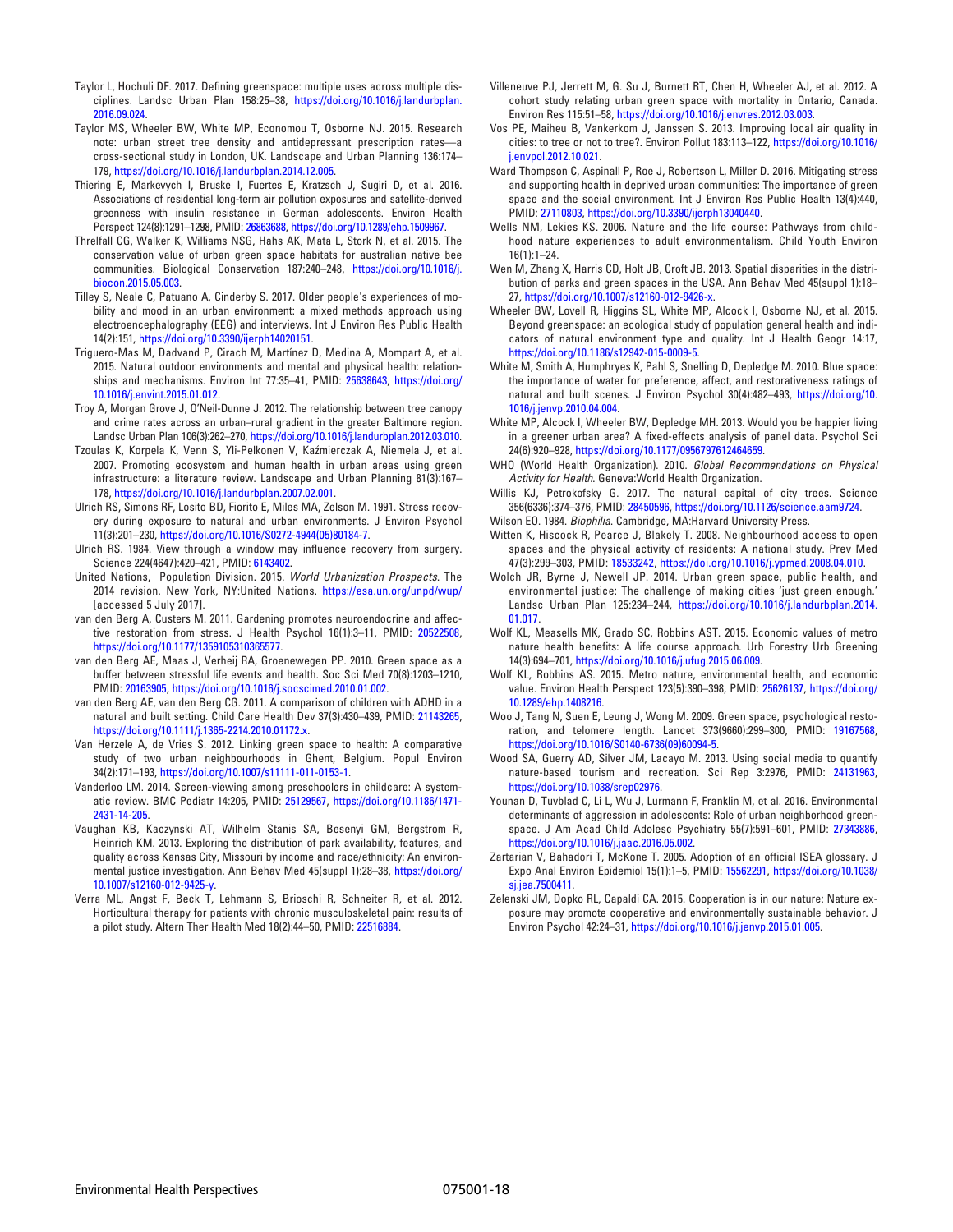Taylor L, Hochuli DF. 2017. Defining greenspace: multiple uses across multiple disciplines. Landsc Urban Plan 158:25–38, https://doi.org/10.1016/j.landurbplan.2016.09.024.

Taylor MS, Wheeler BW, White MP, Economou T, Osborne NJ. 2015. Research note: urban street tree density and antidepressant prescription rates—a cross-sectional study in London, UK. Landscape and Urban Planning 136:174–179, https://doi.org/10.1016/j.landurbplan.2014.12.005.

Thiering E, Markevych I, Bruske I, Fuertes E, Kratzsch J, Sugiri D, et al. 2016. Associations of residential long-term air pollution exposures and satellite-derived greenness with insulin resistance in German adolescents. Environ Health Perspect 124(8):1291–1298, PMID: 26863688, https://doi.org/10.1289/ehp.1509967.

Threlfall CG, Walker K, Williams NSG, Hahs AK, Mata L, Stork N, et al. 2015. The conservation value of urban green space habitats for australian native bee communities. Biological Conservation 187:240–248, https://doi.org/10.1016/j.biocon.2015.05.003.

Tilley S, Neale C, Patuano A, Cinderby S. 2017. Older people's experiences of mobility and mood in an urban environment: a mixed methods approach using electroencephalography (EEG) and interviews. Int J Environ Res Public Health 14(2):151, https://doi.org/10.3390/ijerph14020151.

Triguero-Mas M, Dadvand P, Cirach M, Martínez D, Medina A, Mompart A, et al. 2015. Natural outdoor environments and mental and physical health: relationships and mechanisms. Environ Int 77:35–41, PMID: 25638643, https://doi.org/10.1016/j.envint.2015.01.012.

Troy A, Morgan Grove J, O'Neil-Dunne J. 2012. The relationship between tree canopy and crime rates across an urban–rural gradient in the greater Baltimore region. Landsc Urban Plan 106(3):262–270, https://doi.org/10.1016/j.landurbplan.2012.03.010.

Tzoulas K, Korpela K, Venn S, Yli-Pelkonen V, Kaźmierczak A, Niemela J, et al. 2007. Promoting ecosystem and human health in urban areas using green infrastructure: a literature review. Landscape and Urban Planning 81(3):167–178, https://doi.org/10.1016/j.landurbplan.2007.02.001.

Ulrich RS, Simons RF, Losito BD, Fiorito E, Miles MA, Zelson M. 1991. Stress recovery during exposure to natural and urban environments. J Environ Psychol 11(3):201–230, https://doi.org/10.1016/S0272-4944(05)80184-7.

Ulrich RS. 1984. View through a window may influence recovery from surgery. Science 224(4647):420–421, PMID: 6143402.

United Nations, Population Division. 2015. *World Urbanization Prospects*. The 2014 revision. New York, NY:United Nations. https://esa.un.org/unpd/wup/ [accessed 5 July 2017].

van den Berg A, Custers M. 2011. Gardening promotes neuroendocrine and affective restoration from stress. J Health Psychol 16(1):3–11, PMID: 20522508, https://doi.org/10.1177/1359105310365577.

van den Berg AE, Maas J, Verheij RA, Groenewegen PP. 2010. Green space as a buffer between stressful life events and health. Soc Sci Med 70(8):1203–1210, PMID: 20163905, https://doi.org/10.1016/j.socscimed.2010.01.002.

van den Berg AE, van den Berg CG. 2011. A comparison of children with ADHD in a natural and built setting. Child Care Health Dev 37(3):430–439, PMID: 21143265, https://doi.org/10.1111/j.1365-2214.2010.01172.x.

Van Herzele A, de Vries S. 2012. Linking green space to health: A comparative study of two urban neighbourhoods in Ghent, Belgium. Popul Environ 34(2):171–193, https://doi.org/10.1007/s11111-011-0153-1.

Vanderloo LM. 2014. Screen-viewing among preschoolers in childcare: A systematic review. BMC Pediatr 14:205, PMID: 25129567, https://doi.org/10.1186/1471-2431-14-205.

Vaughan KB, Kaczynski AT, Wilhelm Stanis SA, Besenyi GM, Bergstrom R, Heinrich KM. 2013. Exploring the distribution of park availability, features, and quality across Kansas City, Missouri by income and race/ethnicity: An environmental justice investigation. Ann Behav Med 45(suppl 1):28–38, https://doi.org/10.1007/s12160-012-9425-y.

Verra ML, Angst F, Beck T, Lehmann S, Brioschi R, Schneiter R, et al. 2012. Horticultural therapy for patients with chronic musculoskeletal pain: results of a pilot study. Altern Ther Health Med 18(2):44–50, PMID: 22516884.

Villeneuve PJ, Jerrett M, G. Su J, Burnett RT, Chen H, Wheeler AJ, et al. 2012. A cohort study relating urban green space with mortality in Ontario, Canada. Environ Res 115:51–58, https://doi.org/10.1016/j.envres.2012.03.003.

Vos PE, Maiheu B, Vankerkom J, Janssen S. 2013. Improving local air quality in cities: to tree or not to tree?. Environ Pollut 183:113–122, https://doi.org/10.1016/j.envpol.2012.10.021.

Ward Thompson C, Aspinall P, Roe J, Robertson L, Miller D. 2016. Mitigating stress and supporting health in deprived urban communities: The importance of green space and the social environment. Int J Environ Res Public Health 13(4):440, PMID: 27110803, https://doi.org/10.3390/ijerph13040440.

Wells NM, Lekies KS. 2006. Nature and the life course: Pathways from childhood nature experiences to adult environmentalism. Child Youth Environ 16(1):1–24.

Wen M, Zhang X, Harris CD, Holt JB, Croft JB. 2013. Spatial disparities in the distribution of parks and green spaces in the USA. Ann Behav Med 45(suppl 1):18–27, https://doi.org/10.1007/s12160-012-9426-x.

Wheeler BW, Lovell R, Higgins SL, White MP, Alcock I, Osborne NJ, et al. 2015. Beyond greenspace: an ecological study of population general health and indicators of natural environment type and quality. Int J Health Geogr 14:17, https://doi.org/10.1186/s12942-015-0009-5.

White M, Smith A, Humphryes K, Pahl S, Snelling D, Depledge M. 2010. Blue space: the importance of water for preference, affect, and restorativeness ratings of natural and built scenes. J Environ Psychol 30(4):482–493, https://doi.org/10.1016/j.jenvp.2010.04.004.

White MP, Alcock I, Wheeler BW, Depledge MH. 2013. Would you be happier living in a greener urban area? A fixed-effects analysis of panel data. Psychol Sci 24(6):920–928, https://doi.org/10.1177/0956797612464659.

WHO (World Health Organization). 2010. *Global Recommendations on Physical Activity for Health*. Geneva:World Health Organization.

Willis KJ, Petrokofsky G. 2017. The natural capital of city trees. Science 356(6336):374–376, PMID: 28450596, https://doi.org/10.1126/science.aam9724.

Wilson EO. 1984. *Biophilia*. Cambridge, MA:Harvard University Press.

Witten K, Hiscock R, Pearce J, Blakely T. 2008. Neighbourhood access to open spaces and the physical activity of residents: A national study. Prev Med 47(3):299–303, PMID: 18533242, https://doi.org/10.1016/j.ypmed.2008.04.010.

Wolch JR, Byrne J, Newell JP. 2014. Urban green space, public health, and environmental justice: The challenge of making cities 'just green enough.' Landsc Urban Plan 125:234–244, https://doi.org/10.1016/j.landurbplan.2014.01.017.

Wolf KL, Measells MK, Grado SC, Robbins AST. 2015. Economic values of metro nature health benefits: A life course approach. Urb Forestry Urb Greening 14(3):694–701, https://doi.org/10.1016/j.ufug.2015.06.009.

Wolf KL, Robbins AS. 2015. Metro nature, environmental health, and economic value. Environ Health Perspect 123(5):390–398, PMID: 25626137, https://doi.org/10.1289/ehp.1408216.

Woo J, Tang N, Suen E, Leung J, Wong M. 2009. Green space, psychological restoration, and telomere length. Lancet 373(9660):299–300, PMID: 19167568, https://doi.org/10.1016/S0140-6736(09)60094-5.

Wood SA, Guerry AD, Silver JM, Lacayo M. 2013. Using social media to quantify nature-based tourism and recreation. Sci Rep 3:2976, PMID: 24131963, https://doi.org/10.1038/srep02976.

Younan D, Tuvblad C, Li L, Wu J, Lurmann F, Franklin M, et al. 2016. Environmental determinants of aggression in adolescents: Role of urban neighborhood greenspace. J Am Acad Child Adolesc Psychiatry 55(7):591–601, PMID: 27343886, https://doi.org/10.1016/j.jaac.2016.05.002.

Zartarian V, Bahadori T, McKone T. 2005. Adoption of an official ISEA glossary. J Expo Anal Environ Epidemiol 15(1):1–5, PMID: 15562291, https://doi.org/10.1038/sj.jea.7500411.

Zelenski JM, Dopko RL, Capaldi CA. 2015. Cooperation is in our nature: Nature exposure may promote cooperative and environmentally sustainable behavior. J Environ Psychol 42:24–31, https://doi.org/10.1016/j.jenvp.2015.01.005.